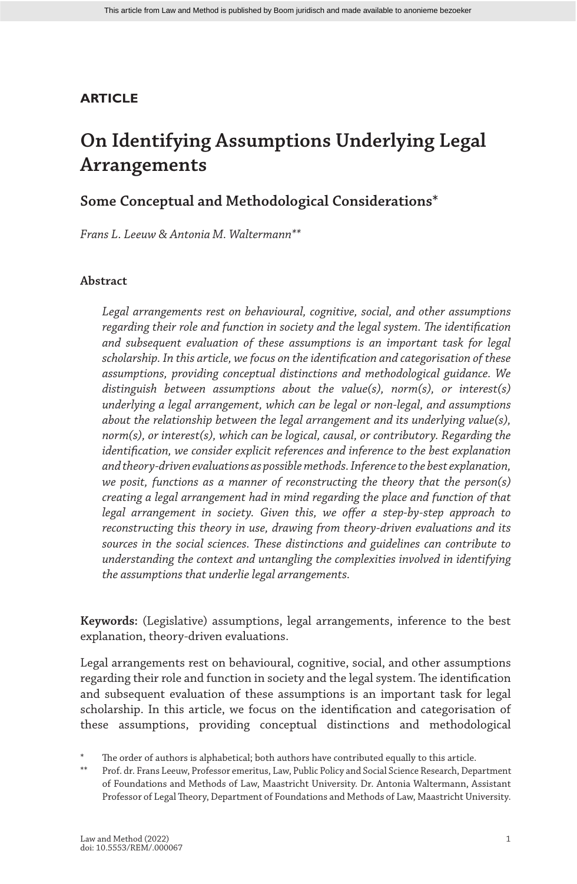ARTICLE

# On Identifying Assumptions Underlying Legal Arrangements

## Some Conceptual and Methodological Considerations*

*Frans L. Leeuw & Antonia M. Waltermann***

### Abstract

*Legal arrangements rest on behavioural, cognitive, social, and other assumptions regarding their role and function in society and the legal system. The identification and subsequent evaluation of these assumptions is an important task for legal scholarship. In this article, we focus on the identification and categorisation of these assumptions, providing conceptual distinctions and methodological guidance. We distinguish between assumptions about the value(s), norm(s), or interest(s) underlying a legal arrangement, which can be legal or non-legal, and assumptions about the relationship between the legal arrangement and its underlying value(s), norm(s), or interest(s), which can be logical, causal, or contributory. Regarding the identification, we consider explicit references and inference to the best explanation and theory-driven evaluations as possible methods. Inference to the best explanation, we posit, functions as a manner of reconstructing the theory that the person(s) creating a legal arrangement had in mind regarding the place and function of that legal arrangement in society. Given this, we offer a step-by-step approach to reconstructing this theory in use, drawing from theory-driven evaluations and its sources in the social sciences. These distinctions and guidelines can contribute to understanding the context and untangling the complexities involved in identifying the assumptions that underlie legal arrangements.*

**Keywords:** (Legislative) assumptions, legal arrangements, inference to the best explanation, theory-driven evaluations.

Legal arrangements rest on behavioural, cognitive, social, and other assumptions regarding their role and function in society and the legal system. The identification and subsequent evaluation of these assumptions is an important task for legal scholarship. In this article, we focus on the identification and categorisation of these assumptions, providing conceptual distinctions and methodological

\* The order of authors is alphabetical; both authors have contributed equally to this article.

\*\* Prof. dr. Frans Leeuw, Professor emeritus, Law, Public Policy and Social Science Research, Department of Foundations and Methods of Law, Maastricht University. Dr. Antonia Waltermann, Assistant Professor of Legal Theory, Department of Foundations and Methods of Law, Maastricht University.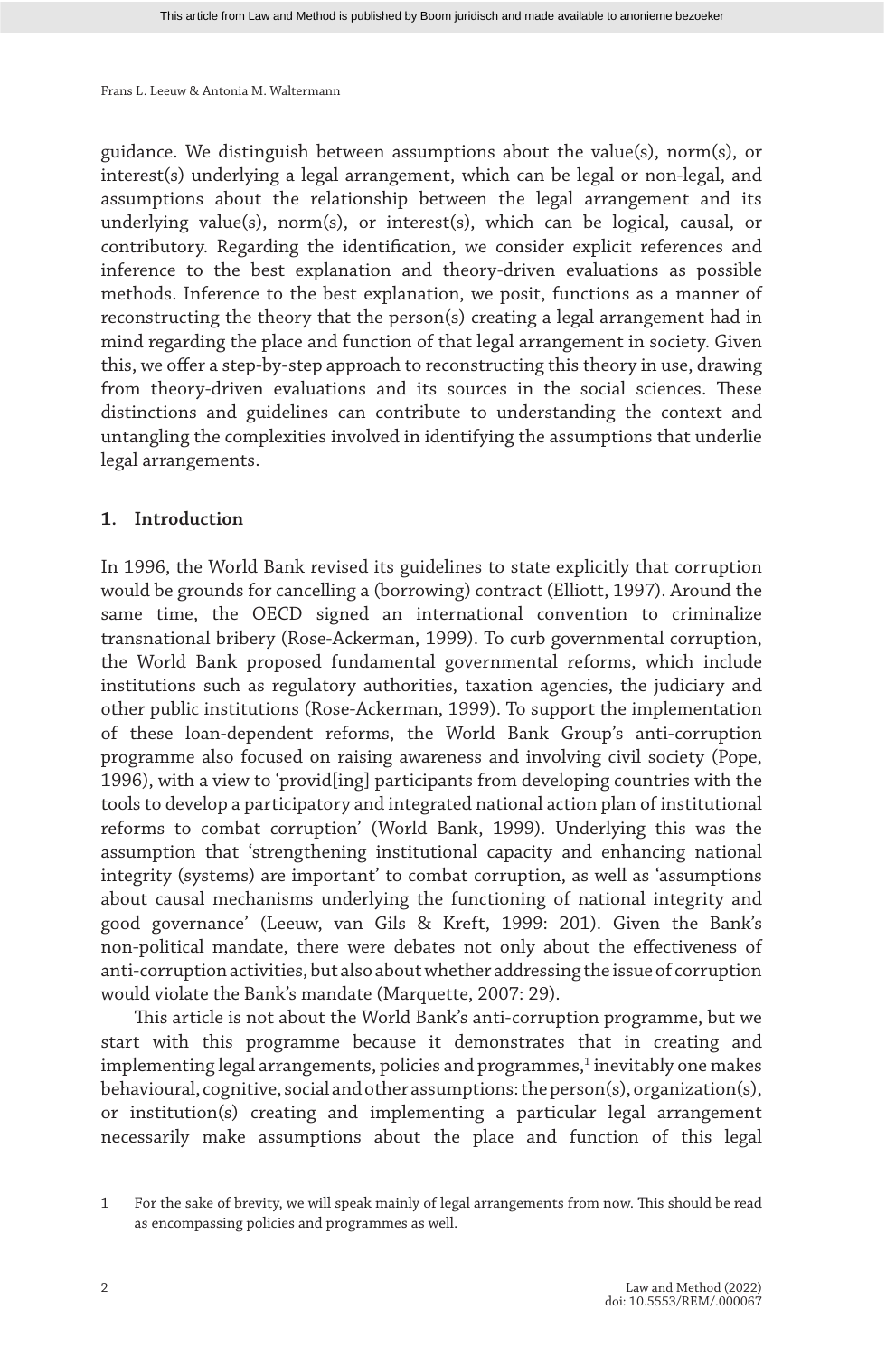guidance. We distinguish between assumptions about the value(s), norm(s), or interest(s) underlying a legal arrangement, which can be legal or non-legal, and assumptions about the relationship between the legal arrangement and its underlying value(s), norm(s), or interest(s), which can be logical, causal, or contributory. Regarding the identification, we consider explicit references and inference to the best explanation and theory-driven evaluations as possible methods. Inference to the best explanation, we posit, functions as a manner of reconstructing the theory that the person(s) creating a legal arrangement had in mind regarding the place and function of that legal arrangement in society. Given this, we offer a step-by-step approach to reconstructing this theory in use, drawing from theory-driven evaluations and its sources in the social sciences. These distinctions and guidelines can contribute to understanding the context and untangling the complexities involved in identifying the assumptions that underlie legal arrangements.

## 1. Introduction

In 1996, the World Bank revised its guidelines to state explicitly that corruption would be grounds for cancelling a (borrowing) contract (Elliott, 1997). Around the same time, the OECD signed an international convention to criminalize transnational bribery (Rose-Ackerman, 1999). To curb governmental corruption, the World Bank proposed fundamental governmental reforms, which include institutions such as regulatory authorities, taxation agencies, the judiciary and other public institutions (Rose-Ackerman, 1999). To support the implementation of these loan-dependent reforms, the World Bank Group's anti-corruption programme also focused on raising awareness and involving civil society (Pope, 1996), with a view to 'provid[ing] participants from developing countries with the tools to develop a participatory and integrated national action plan of institutional reforms to combat corruption' (World Bank, 1999). Underlying this was the assumption that 'strengthening institutional capacity and enhancing national integrity (systems) are important' to combat corruption, as well as 'assumptions about causal mechanisms underlying the functioning of national integrity and good governance' (Leeuw, van Gils & Kreft, 1999: 201). Given the Bank's non-political mandate, there were debates not only about the effectiveness of anti-corruption activities, but also about whether addressing the issue of corruption would violate the Bank's mandate (Marquette, 2007: 29).

This article is not about the World Bank's anti-corruption programme, but we start with this programme because it demonstrates that in creating and implementing legal arrangements, policies and programmes,[1] inevitably one makes behavioural, cognitive, social and other assumptions: the person(s), organization(s), or institution(s) creating and implementing a particular legal arrangement necessarily make assumptions about the place and function of this legal

1 For the sake of brevity, we will speak mainly of legal arrangements from now. This should be read as encompassing policies and programmes as well.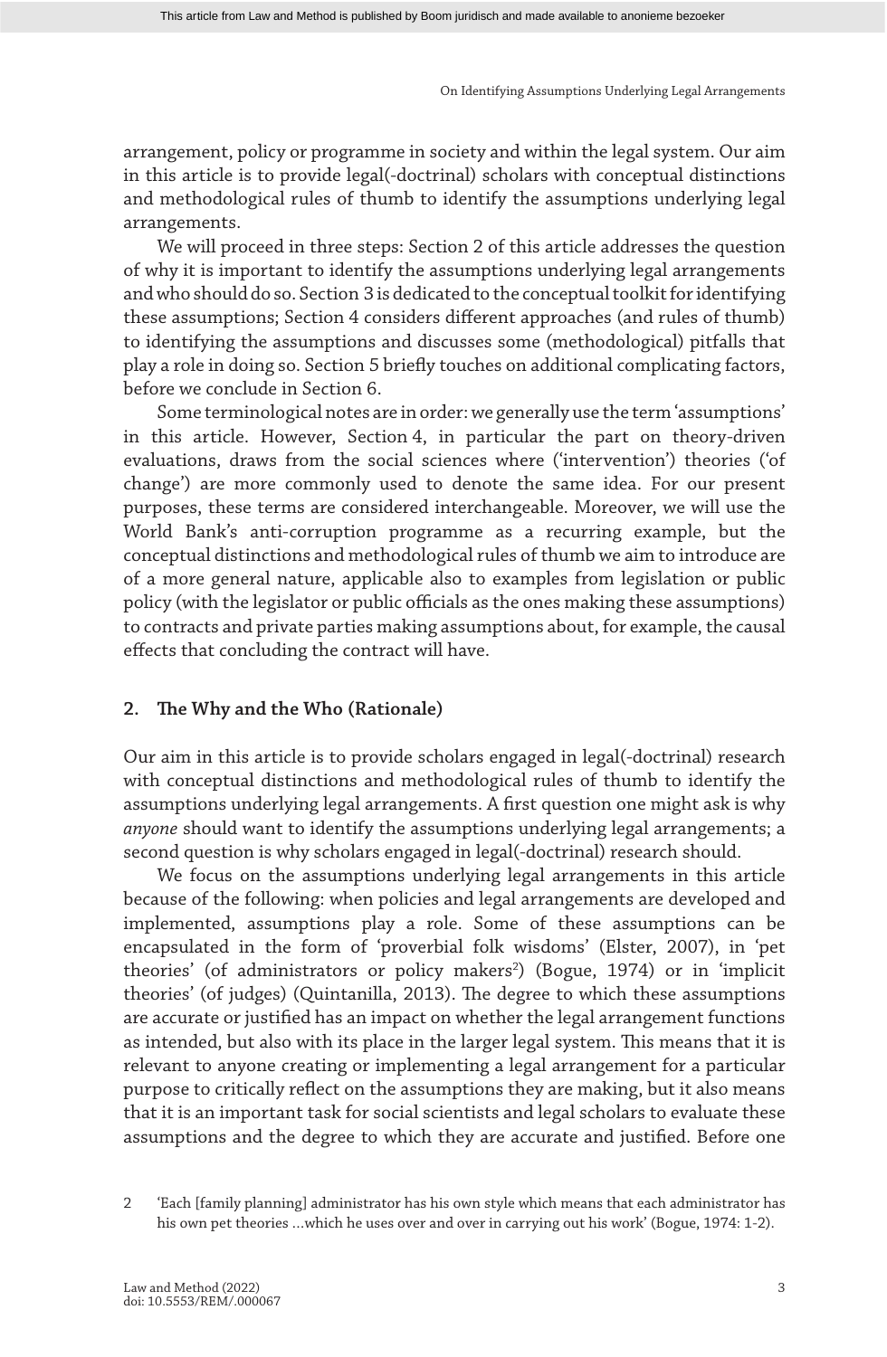arrangement, policy or programme in society and within the legal system. Our aim in this article is to provide legal(-doctrinal) scholars with conceptual distinctions and methodological rules of thumb to identify the assumptions underlying legal arrangements.

We will proceed in three steps: Section 2 of this article addresses the question of why it is important to identify the assumptions underlying legal arrangements and who should do so. Section 3 is dedicated to the conceptual toolkit for identifying these assumptions; Section 4 considers different approaches (and rules of thumb) to identifying the assumptions and discusses some (methodological) pitfalls that play a role in doing so. Section 5 briefly touches on additional complicating factors, before we conclude in Section 6.

Some terminological notes are in order: we generally use the term 'assumptions' in this article. However, Section 4, in particular the part on theory-driven evaluations, draws from the social sciences where ('intervention') theories ('of change') are more commonly used to denote the same idea. For our present purposes, these terms are considered interchangeable. Moreover, we will use the World Bank's anti-corruption programme as a recurring example, but the conceptual distinctions and methodological rules of thumb we aim to introduce are of a more general nature, applicable also to examples from legislation or public policy (with the legislator or public officials as the ones making these assumptions) to contracts and private parties making assumptions about, for example, the causal effects that concluding the contract will have.

## 2. The Why and the Who (Rationale)

Our aim in this article is to provide scholars engaged in legal(-doctrinal) research with conceptual distinctions and methodological rules of thumb to identify the assumptions underlying legal arrangements. A first question one might ask is why *anyone* should want to identify the assumptions underlying legal arrangements; a second question is why scholars engaged in legal(-doctrinal) research should.

We focus on the assumptions underlying legal arrangements in this article because of the following: when policies and legal arrangements are developed and implemented, assumptions play a role. Some of these assumptions can be encapsulated in the form of 'proverbial folk wisdoms' (Elster, 2007), in 'pet theories' (of administrators or policy makers[2]) (Bogue, 1974) or in 'implicit theories' (of judges) (Quintanilla, 2013). The degree to which these assumptions are accurate or justified has an impact on whether the legal arrangement functions as intended, but also with its place in the larger legal system. This means that it is relevant to anyone creating or implementing a legal arrangement for a particular purpose to critically reflect on the assumptions they are making, but it also means that it is an important task for social scientists and legal scholars to evaluate these assumptions and the degree to which they are accurate and justified. Before one

2 'Each [family planning] administrator has his own style which means that each administrator has his own pet theories ...which he uses over and over in carrying out his work' (Bogue, 1974: 1-2).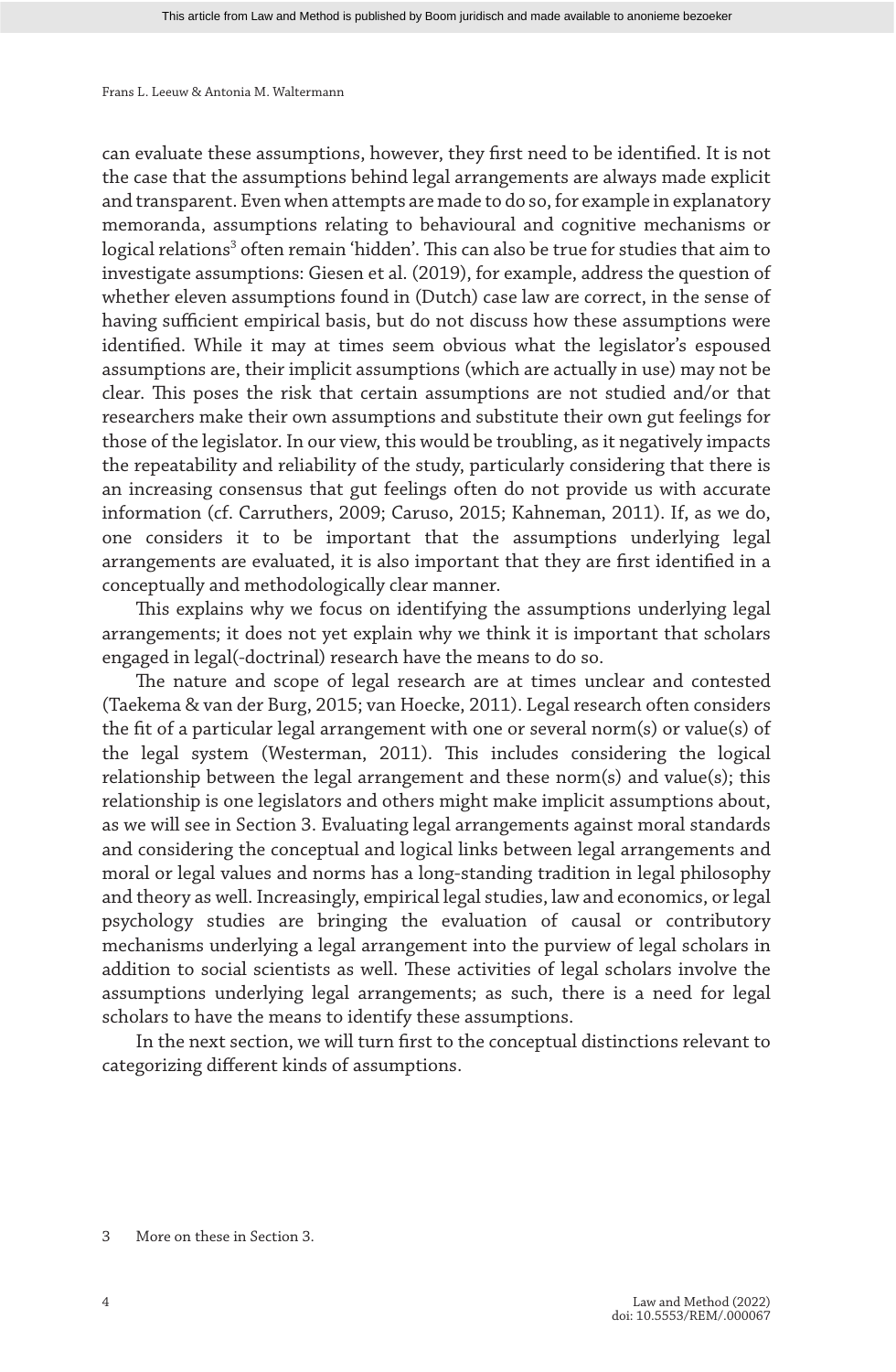can evaluate these assumptions, however, they first need to be identified. It is not the case that the assumptions behind legal arrangements are always made explicit and transparent. Even when attempts are made to do so, for example in explanatory memoranda, assumptions relating to behavioural and cognitive mechanisms or logical relations[3] often remain 'hidden'. This can also be true for studies that aim to investigate assumptions: Giesen et al. (2019), for example, address the question of whether eleven assumptions found in (Dutch) case law are correct, in the sense of having sufficient empirical basis, but do not discuss how these assumptions were identified. While it may at times seem obvious what the legislator's espoused assumptions are, their implicit assumptions (which are actually in use) may not be clear. This poses the risk that certain assumptions are not studied and/or that researchers make their own assumptions and substitute their own gut feelings for those of the legislator. In our view, this would be troubling, as it negatively impacts the repeatability and reliability of the study, particularly considering that there is an increasing consensus that gut feelings often do not provide us with accurate information (cf. Carruthers, 2009; Caruso, 2015; Kahneman, 2011). If, as we do, one considers it to be important that the assumptions underlying legal arrangements are evaluated, it is also important that they are first identified in a conceptually and methodologically clear manner.

This explains why we focus on identifying the assumptions underlying legal arrangements; it does not yet explain why we think it is important that scholars engaged in legal(-doctrinal) research have the means to do so.

The nature and scope of legal research are at times unclear and contested (Taekema & van der Burg, 2015; van Hoecke, 2011). Legal research often considers the fit of a particular legal arrangement with one or several norm(s) or value(s) of the legal system (Westerman, 2011). This includes considering the logical relationship between the legal arrangement and these norm(s) and value(s); this relationship is one legislators and others might make implicit assumptions about, as we will see in Section 3. Evaluating legal arrangements against moral standards and considering the conceptual and logical links between legal arrangements and moral or legal values and norms has a long-standing tradition in legal philosophy and theory as well. Increasingly, empirical legal studies, law and economics, or legal psychology studies are bringing the evaluation of causal or contributory mechanisms underlying a legal arrangement into the purview of legal scholars in addition to social scientists as well. These activities of legal scholars involve the assumptions underlying legal arrangements; as such, there is a need for legal scholars to have the means to identify these assumptions.

In the next section, we will turn first to the conceptual distinctions relevant to categorizing different kinds of assumptions.

3 More on these in Section 3.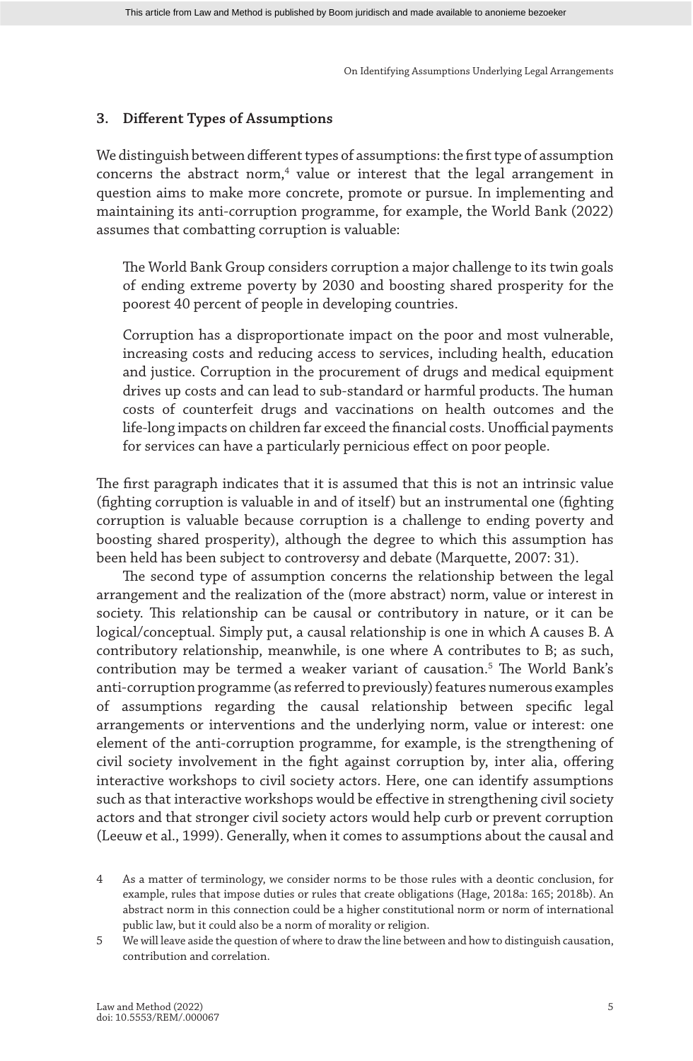## 3. Different Types of Assumptions

We distinguish between different types of assumptions: the first type of assumption concerns the abstract norm,[4] value or interest that the legal arrangement in question aims to make more concrete, promote or pursue. In implementing and maintaining its anti-corruption programme, for example, the World Bank (2022) assumes that combatting corruption is valuable:

> The World Bank Group considers corruption a major challenge to its twin goals of ending extreme poverty by 2030 and boosting shared prosperity for the poorest 40 percent of people in developing countries.
>
> Corruption has a disproportionate impact on the poor and most vulnerable, increasing costs and reducing access to services, including health, education and justice. Corruption in the procurement of drugs and medical equipment drives up costs and can lead to sub-standard or harmful products. The human costs of counterfeit drugs and vaccinations on health outcomes and the life-long impacts on children far exceed the financial costs. Unofficial payments for services can have a particularly pernicious effect on poor people.

The first paragraph indicates that it is assumed that this is not an intrinsic value (fighting corruption is valuable in and of itself) but an instrumental one (fighting corruption is valuable because corruption is a challenge to ending poverty and boosting shared prosperity), although the degree to which this assumption has been held has been subject to controversy and debate (Marquette, 2007: 31).

The second type of assumption concerns the relationship between the legal arrangement and the realization of the (more abstract) norm, value or interest in society. This relationship can be causal or contributory in nature, or it can be logical/conceptual. Simply put, a causal relationship is one in which A causes B. A contributory relationship, meanwhile, is one where A contributes to B; as such, contribution may be termed a weaker variant of causation.[5] The World Bank's anti-corruption programme (as referred to previously) features numerous examples of assumptions regarding the causal relationship between specific legal arrangements or interventions and the underlying norm, value or interest: one element of the anti-corruption programme, for example, is the strengthening of civil society involvement in the fight against corruption by, inter alia, offering interactive workshops to civil society actors. Here, one can identify assumptions such as that interactive workshops would be effective in strengthening civil society actors and that stronger civil society actors would help curb or prevent corruption (Leeuw et al., 1999). Generally, when it comes to assumptions about the causal and

4 As a matter of terminology, we consider norms to be those rules with a deontic conclusion, for example, rules that impose duties or rules that create obligations (Hage, 2018a: 165; 2018b). An abstract norm in this connection could be a higher constitutional norm or norm of international public law, but it could also be a norm of morality or religion.

5 We will leave aside the question of where to draw the line between and how to distinguish causation, contribution and correlation.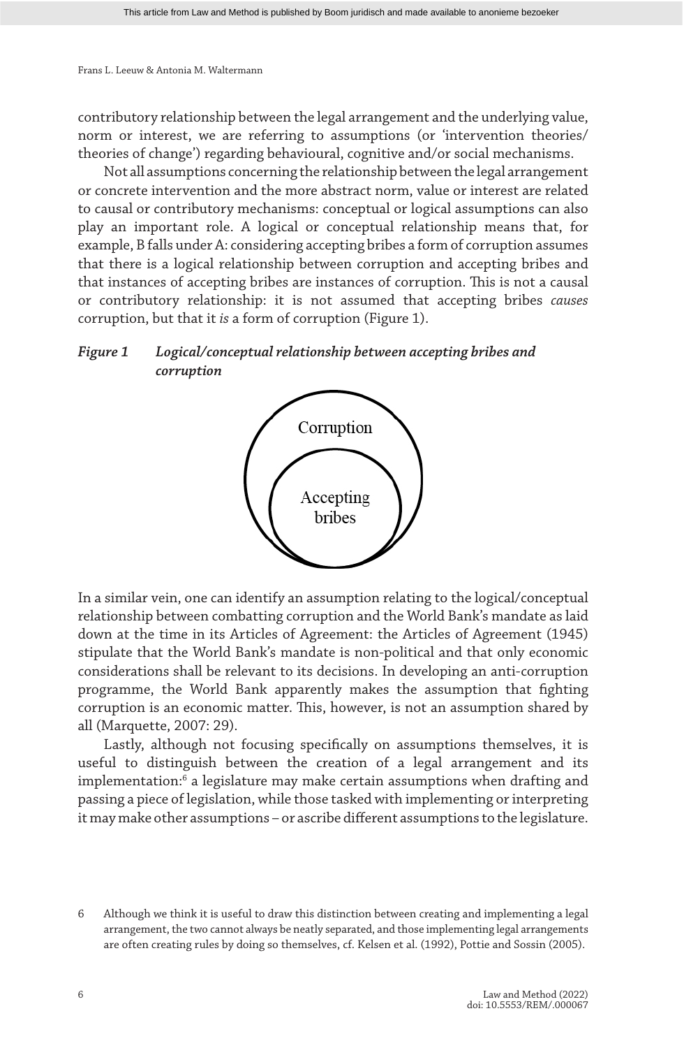contributory relationship between the legal arrangement and the underlying value, norm or interest, we are referring to assumptions (or 'intervention theories/ theories of change') regarding behavioural, cognitive and/or social mechanisms.

Not all assumptions concerning the relationship between the legal arrangement or concrete intervention and the more abstract norm, value or interest are related to causal or contributory mechanisms: conceptual or logical assumptions can also play an important role. A logical or conceptual relationship means that, for example, B falls under A: considering accepting bribes a form of corruption assumes that there is a logical relationship between corruption and accepting bribes and that instances of accepting bribes are instances of corruption. This is not a causal or contributory relationship: it is not assumed that accepting bribes *causes* corruption, but that it *is* a form of corruption (Figure 1).

***Figure 1 Logical/conceptual relationship between accepting bribes and corruption***

Corruption

Accepting bribes

In a similar vein, one can identify an assumption relating to the logical/conceptual relationship between combatting corruption and the World Bank's mandate as laid down at the time in its Articles of Agreement: the Articles of Agreement (1945) stipulate that the World Bank's mandate is non-political and that only economic considerations shall be relevant to its decisions. In developing an anti-corruption programme, the World Bank apparently makes the assumption that fighting corruption is an economic matter. This, however, is not an assumption shared by all (Marquette, 2007: 29).

Lastly, although not focusing specifically on assumptions themselves, it is useful to distinguish between the creation of a legal arrangement and its implementation:[6] a legislature may make certain assumptions when drafting and passing a piece of legislation, while those tasked with implementing or interpreting it may make other assumptions – or ascribe different assumptions to the legislature.

6 Although we think it is useful to draw this distinction between creating and implementing a legal arrangement, the two cannot always be neatly separated, and those implementing legal arrangements are often creating rules by doing so themselves, cf. Kelsen et al. (1992), Pottie and Sossin (2005).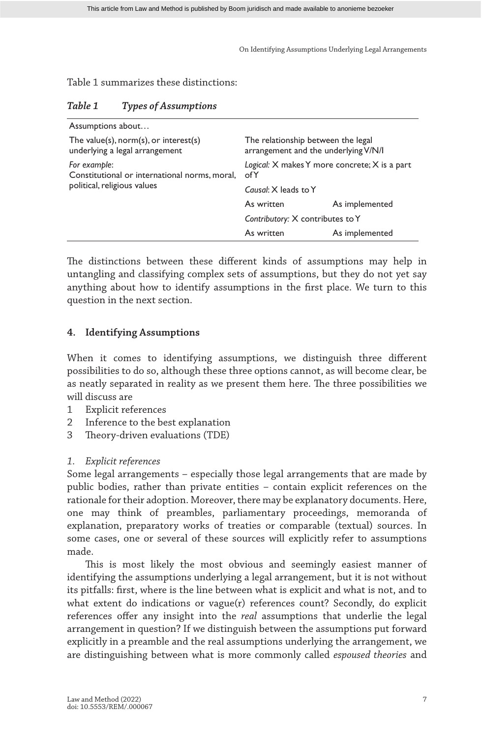Table 1 summarizes these distinctions:

***Table 1 Types of Assumptions***

| Assumptions about… | | |
|---|---|---|
| The value(s), norm(s), or interest(s) underlying a legal arrangement | The relationship between the legal arrangement and the underlying V/N/I | |
| *For example*: Constitutional or international norms, moral, political, religious values | *Logical:* X makes Y more concrete; X is a part of Y | |
| | *Causal*: X leads to Y | |
| | As written | As implemented |
| | *Contributory:* X contributes to Y | |
| | As written | As implemented |

The distinctions between these different kinds of assumptions may help in untangling and classifying complex sets of assumptions, but they do not yet say anything about how to identify assumptions in the first place. We turn to this question in the next section.

## 4. Identifying Assumptions

When it comes to identifying assumptions, we distinguish three different possibilities to do so, although these three options cannot, as will become clear, be as neatly separated in reality as we present them here. The three possibilities we will discuss are

1. Explicit references
2. Inference to the best explanation
3. Theory-driven evaluations (TDE)

*1. Explicit references*

Some legal arrangements – especially those legal arrangements that are made by public bodies, rather than private entities – contain explicit references on the rationale for their adoption. Moreover, there may be explanatory documents. Here, one may think of preambles, parliamentary proceedings, memoranda of explanation, preparatory works of treaties or comparable (textual) sources. In some cases, one or several of these sources will explicitly refer to assumptions made.

This is most likely the most obvious and seemingly easiest manner of identifying the assumptions underlying a legal arrangement, but it is not without its pitfalls: first, where is the line between what is explicit and what is not, and to what extent do indications or vague(r) references count? Secondly, do explicit references offer any insight into the *real* assumptions that underlie the legal arrangement in question? If we distinguish between the assumptions put forward explicitly in a preamble and the real assumptions underlying the arrangement, we are distinguishing between what is more commonly called *espoused theories* and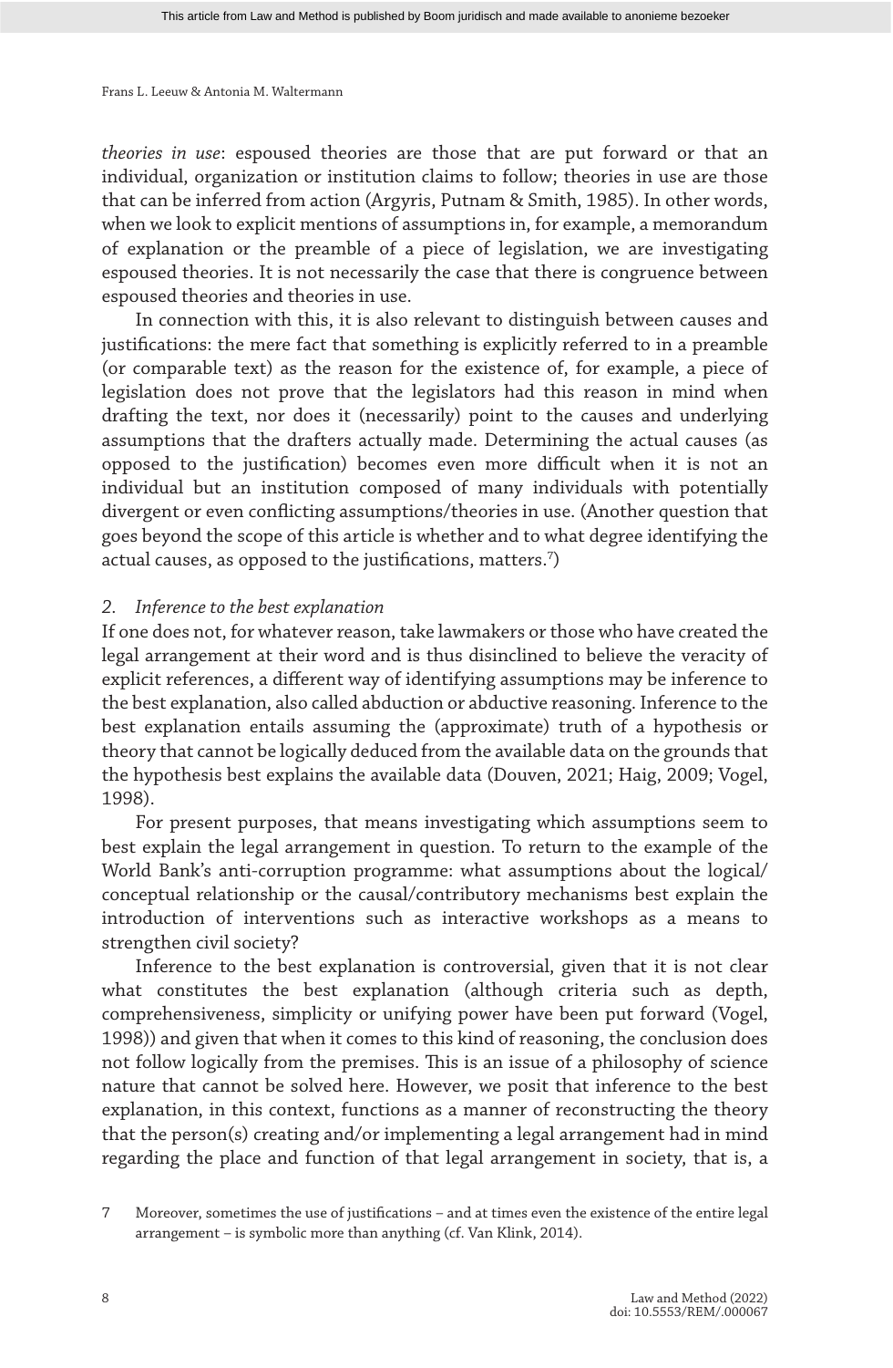*theories in use*: espoused theories are those that are put forward or that an individual, organization or institution claims to follow; theories in use are those that can be inferred from action (Argyris, Putnam & Smith, 1985). In other words, when we look to explicit mentions of assumptions in, for example, a memorandum of explanation or the preamble of a piece of legislation, we are investigating espoused theories. It is not necessarily the case that there is congruence between espoused theories and theories in use.

In connection with this, it is also relevant to distinguish between causes and justifications: the mere fact that something is explicitly referred to in a preamble (or comparable text) as the reason for the existence of, for example, a piece of legislation does not prove that the legislators had this reason in mind when drafting the text, nor does it (necessarily) point to the causes and underlying assumptions that the drafters actually made. Determining the actual causes (as opposed to the justification) becomes even more difficult when it is not an individual but an institution composed of many individuals with potentially divergent or even conflicting assumptions/theories in use. (Another question that goes beyond the scope of this article is whether and to what degree identifying the actual causes, as opposed to the justifications, matters.[7])

*2. Inference to the best explanation*

If one does not, for whatever reason, take lawmakers or those who have created the legal arrangement at their word and is thus disinclined to believe the veracity of explicit references, a different way of identifying assumptions may be inference to the best explanation, also called abduction or abductive reasoning. Inference to the best explanation entails assuming the (approximate) truth of a hypothesis or theory that cannot be logically deduced from the available data on the grounds that the hypothesis best explains the available data (Douven, 2021; Haig, 2009; Vogel, 1998).

For present purposes, that means investigating which assumptions seem to best explain the legal arrangement in question. To return to the example of the World Bank's anti-corruption programme: what assumptions about the logical/conceptual relationship or the causal/contributory mechanisms best explain the introduction of interventions such as interactive workshops as a means to strengthen civil society?

Inference to the best explanation is controversial, given that it is not clear what constitutes the best explanation (although criteria such as depth, comprehensiveness, simplicity or unifying power have been put forward (Vogel, 1998)) and given that when it comes to this kind of reasoning, the conclusion does not follow logically from the premises. This is an issue of a philosophy of science nature that cannot be solved here. However, we posit that inference to the best explanation, in this context, functions as a manner of reconstructing the theory that the person(s) creating and/or implementing a legal arrangement had in mind regarding the place and function of that legal arrangement in society, that is, a

7 Moreover, sometimes the use of justifications – and at times even the existence of the entire legal arrangement – is symbolic more than anything (cf. Van Klink, 2014).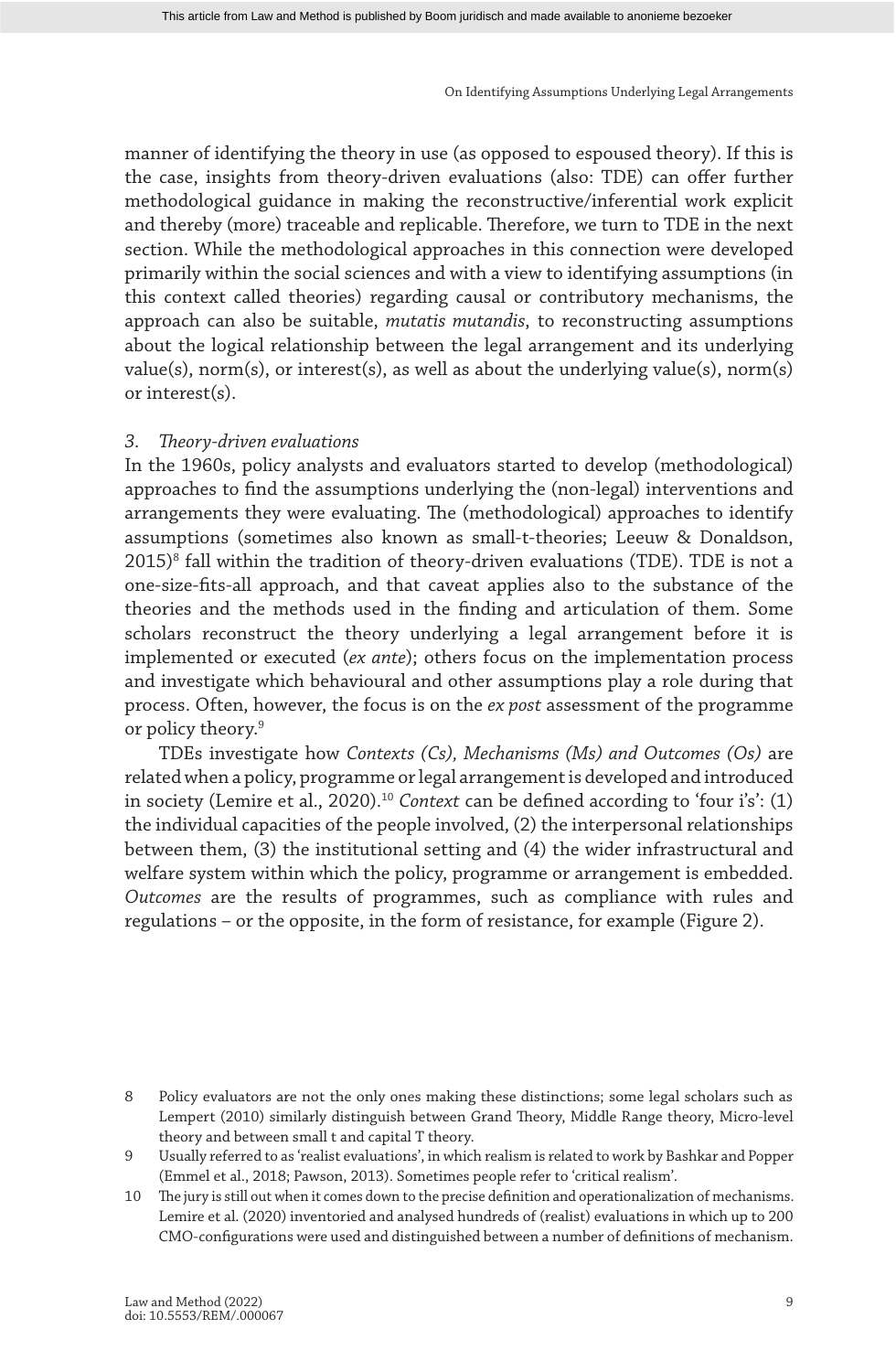manner of identifying the theory in use (as opposed to espoused theory). If this is the case, insights from theory-driven evaluations (also: TDE) can offer further methodological guidance in making the reconstructive/inferential work explicit and thereby (more) traceable and replicable. Therefore, we turn to TDE in the next section. While the methodological approaches in this connection were developed primarily within the social sciences and with a view to identifying assumptions (in this context called theories) regarding causal or contributory mechanisms, the approach can also be suitable, *mutatis mutandis*, to reconstructing assumptions about the logical relationship between the legal arrangement and its underlying value(s), norm(s), or interest(s), as well as about the underlying value(s), norm(s) or interest(s).

## 3. Theory-driven evaluations

In the 1960s, policy analysts and evaluators started to develop (methodological) approaches to find the assumptions underlying the (non-legal) interventions and arrangements they were evaluating. The (methodological) approaches to identify assumptions (sometimes also known as small-t-theories; Leeuw & Donaldson, 2015)[8] fall within the tradition of theory-driven evaluations (TDE). TDE is not a one-size-fits-all approach, and that caveat applies also to the substance of the theories and the methods used in the finding and articulation of them. Some scholars reconstruct the theory underlying a legal arrangement before it is implemented or executed (*ex ante*); others focus on the implementation process and investigate which behavioural and other assumptions play a role during that process. Often, however, the focus is on the *ex post* assessment of the programme or policy theory.[9]

TDEs investigate how *Contexts (Cs), Mechanisms (Ms) and Outcomes (Os)* are related when a policy, programme or legal arrangement is developed and introduced in society (Lemire et al., 2020).[10] *Context* can be defined according to 'four i's': (1) the individual capacities of the people involved, (2) the interpersonal relationships between them, (3) the institutional setting and (4) the wider infrastructural and welfare system within which the policy, programme or arrangement is embedded. *Outcomes* are the results of programmes, such as compliance with rules and regulations – or the opposite, in the form of resistance, for example (Figure 2).

8 Policy evaluators are not the only ones making these distinctions; some legal scholars such as Lempert (2010) similarly distinguish between Grand Theory, Middle Range theory, Micro-level theory and between small t and capital T theory.

9 Usually referred to as 'realist evaluations', in which realism is related to work by Bashkar and Popper (Emmel et al., 2018; Pawson, 2013). Sometimes people refer to 'critical realism'.

10 The jury is still out when it comes down to the precise definition and operationalization of mechanisms. Lemire et al. (2020) inventoried and analysed hundreds of (realist) evaluations in which up to 200 CMO-configurations were used and distinguished between a number of definitions of mechanism.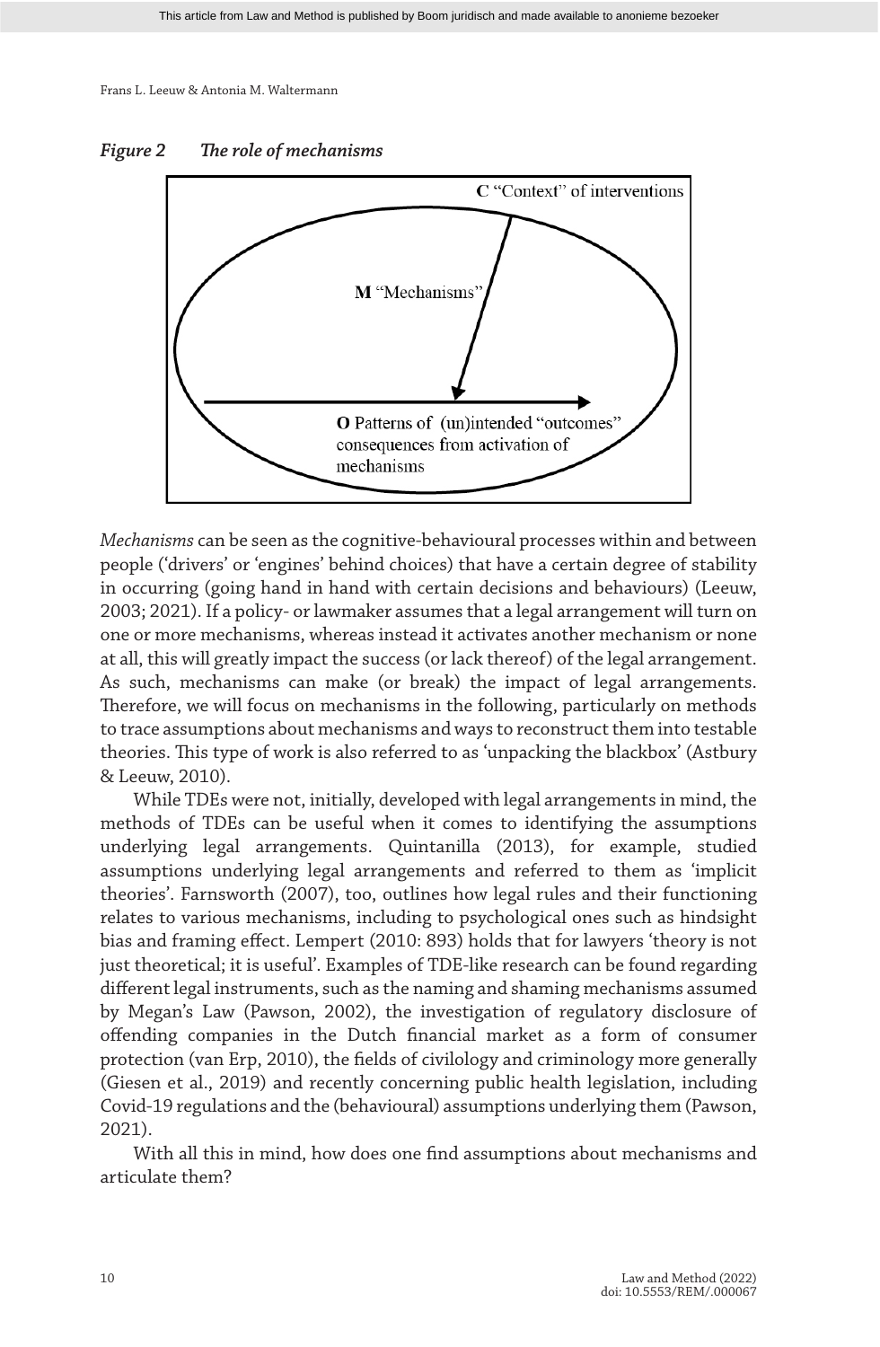*Figure 2 The role of mechanisms*

**C** "Context" of interventions

**M** "Mechanisms"

**O** Patterns of (un)intended "outcomes" consequences from activation of mechanisms

*Mechanisms* can be seen as the cognitive-behavioural processes within and between people ('drivers' or 'engines' behind choices) that have a certain degree of stability in occurring (going hand in hand with certain decisions and behaviours) (Leeuw, 2003; 2021). If a policy- or lawmaker assumes that a legal arrangement will turn on one or more mechanisms, whereas instead it activates another mechanism or none at all, this will greatly impact the success (or lack thereof) of the legal arrangement. As such, mechanisms can make (or break) the impact of legal arrangements. Therefore, we will focus on mechanisms in the following, particularly on methods to trace assumptions about mechanisms and ways to reconstruct them into testable theories. This type of work is also referred to as 'unpacking the blackbox' (Astbury & Leeuw, 2010).

While TDEs were not, initially, developed with legal arrangements in mind, the methods of TDEs can be useful when it comes to identifying the assumptions underlying legal arrangements. Quintanilla (2013), for example, studied assumptions underlying legal arrangements and referred to them as 'implicit theories'. Farnsworth (2007), too, outlines how legal rules and their functioning relates to various mechanisms, including to psychological ones such as hindsight bias and framing effect. Lempert (2010: 893) holds that for lawyers 'theory is not just theoretical; it is useful'. Examples of TDE-like research can be found regarding different legal instruments, such as the naming and shaming mechanisms assumed by Megan's Law (Pawson, 2002), the investigation of regulatory disclosure of offending companies in the Dutch financial market as a form of consumer protection (van Erp, 2010), the fields of civilology and criminology more generally (Giesen et al., 2019) and recently concerning public health legislation, including Covid-19 regulations and the (behavioural) assumptions underlying them (Pawson, 2021).

With all this in mind, how does one find assumptions about mechanisms and articulate them?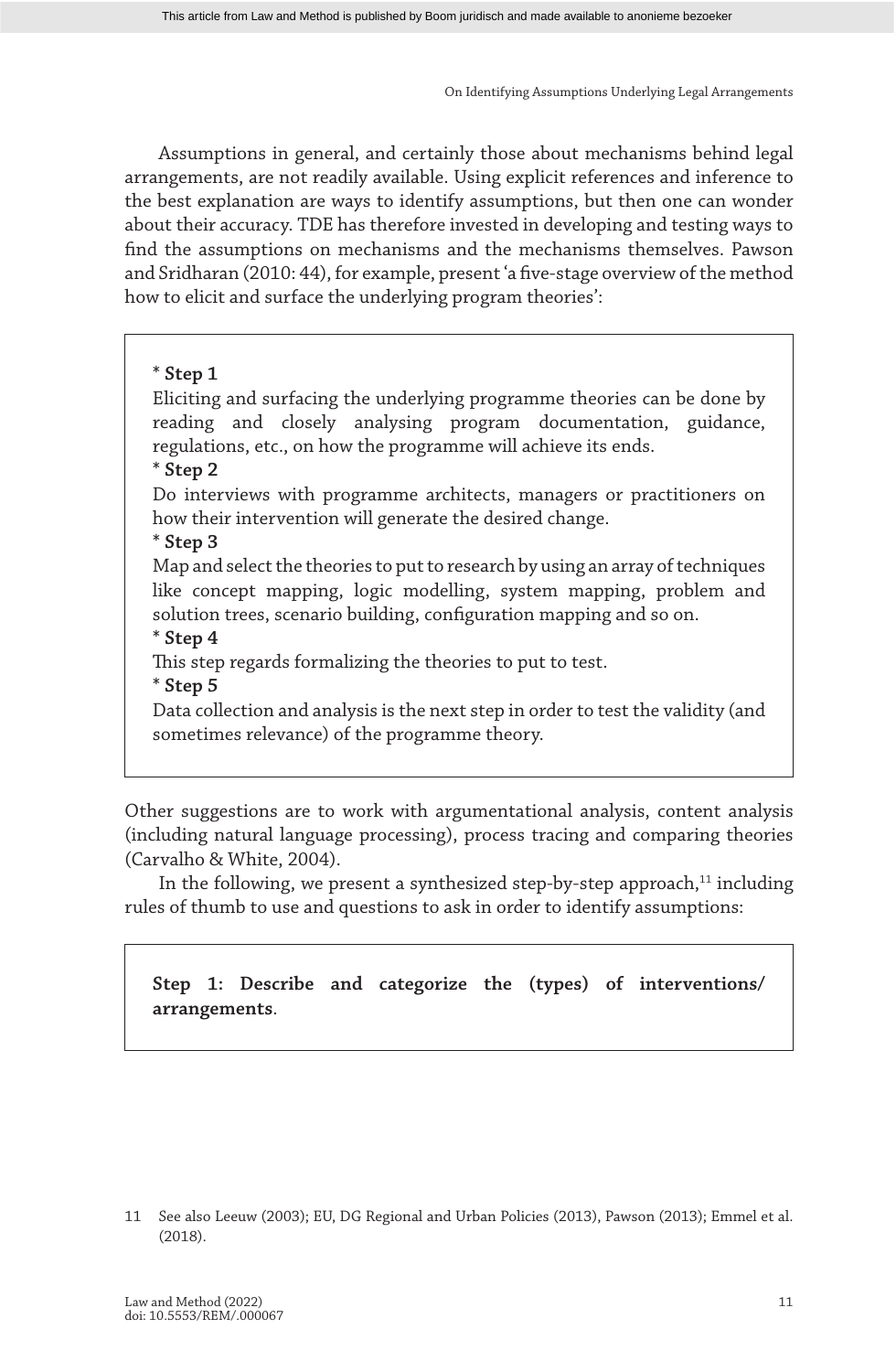Assumptions in general, and certainly those about mechanisms behind legal arrangements, are not readily available. Using explicit references and inference to the best explanation are ways to identify assumptions, but then one can wonder about their accuracy. TDE has therefore invested in developing and testing ways to find the assumptions on mechanisms and the mechanisms themselves. Pawson and Sridharan (2010: 44), for example, present 'a five-stage overview of the method how to elicit and surface the underlying program theories':

> * **Step 1**
> Eliciting and surfacing the underlying programme theories can be done by reading and closely analysing program documentation, guidance, regulations, etc., on how the programme will achieve its ends.
> * **Step 2**
> Do interviews with programme architects, managers or practitioners on how their intervention will generate the desired change.
> * **Step 3**
> Map and select the theories to put to research by using an array of techniques like concept mapping, logic modelling, system mapping, problem and solution trees, scenario building, configuration mapping and so on.
> * **Step 4**
> This step regards formalizing the theories to put to test.
> * **Step 5**
> Data collection and analysis is the next step in order to test the validity (and sometimes relevance) of the programme theory.

Other suggestions are to work with argumentational analysis, content analysis (including natural language processing), process tracing and comparing theories (Carvalho & White, 2004).

In the following, we present a synthesized step-by-step approach,[11] including rules of thumb to use and questions to ask in order to identify assumptions:

> **Step 1: Describe and categorize the (types) of interventions/ arrangements**.

11 See also Leeuw (2003); EU, DG Regional and Urban Policies (2013), Pawson (2013); Emmel et al. (2018).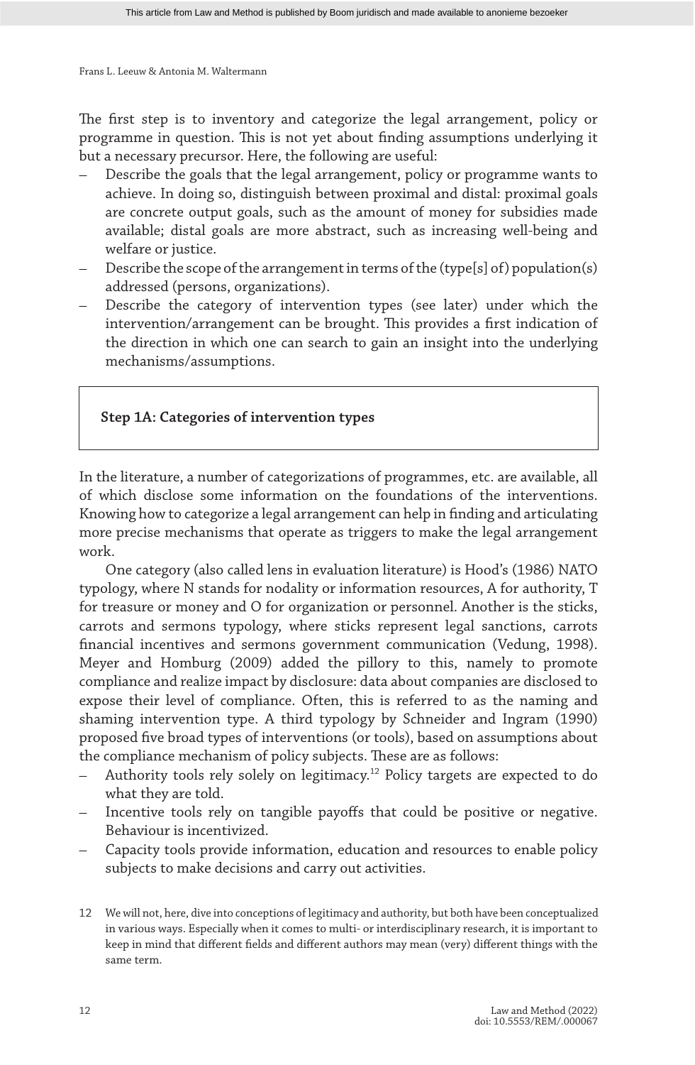The first step is to inventory and categorize the legal arrangement, policy or programme in question. This is not yet about finding assumptions underlying it but a necessary precursor. Here, the following are useful:

- Describe the goals that the legal arrangement, policy or programme wants to achieve. In doing so, distinguish between proximal and distal: proximal goals are concrete output goals, such as the amount of money for subsidies made available; distal goals are more abstract, such as increasing well-being and welfare or justice.
- Describe the scope of the arrangement in terms of the (type[s] of) population(s) addressed (persons, organizations).
- Describe the category of intervention types (see later) under which the intervention/arrangement can be brought. This provides a first indication of the direction in which one can search to gain an insight into the underlying mechanisms/assumptions.

**Step 1A: Categories of intervention types**

In the literature, a number of categorizations of programmes, etc. are available, all of which disclose some information on the foundations of the interventions. Knowing how to categorize a legal arrangement can help in finding and articulating more precise mechanisms that operate as triggers to make the legal arrangement work.

One category (also called lens in evaluation literature) is Hood's (1986) NATO typology, where N stands for nodality or information resources, A for authority, T for treasure or money and O for organization or personnel. Another is the sticks, carrots and sermons typology, where sticks represent legal sanctions, carrots financial incentives and sermons government communication (Vedung, 1998). Meyer and Homburg (2009) added the pillory to this, namely to promote compliance and realize impact by disclosure: data about companies are disclosed to expose their level of compliance. Often, this is referred to as the naming and shaming intervention type. A third typology by Schneider and Ingram (1990) proposed five broad types of interventions (or tools), based on assumptions about the compliance mechanism of policy subjects. These are as follows:

- Authority tools rely solely on legitimacy.[12] Policy targets are expected to do what they are told.
- Incentive tools rely on tangible payoffs that could be positive or negative. Behaviour is incentivized.
- Capacity tools provide information, education and resources to enable policy subjects to make decisions and carry out activities.

12 We will not, here, dive into conceptions of legitimacy and authority, but both have been conceptualized in various ways. Especially when it comes to multi- or interdisciplinary research, it is important to keep in mind that different fields and different authors may mean (very) different things with the same term.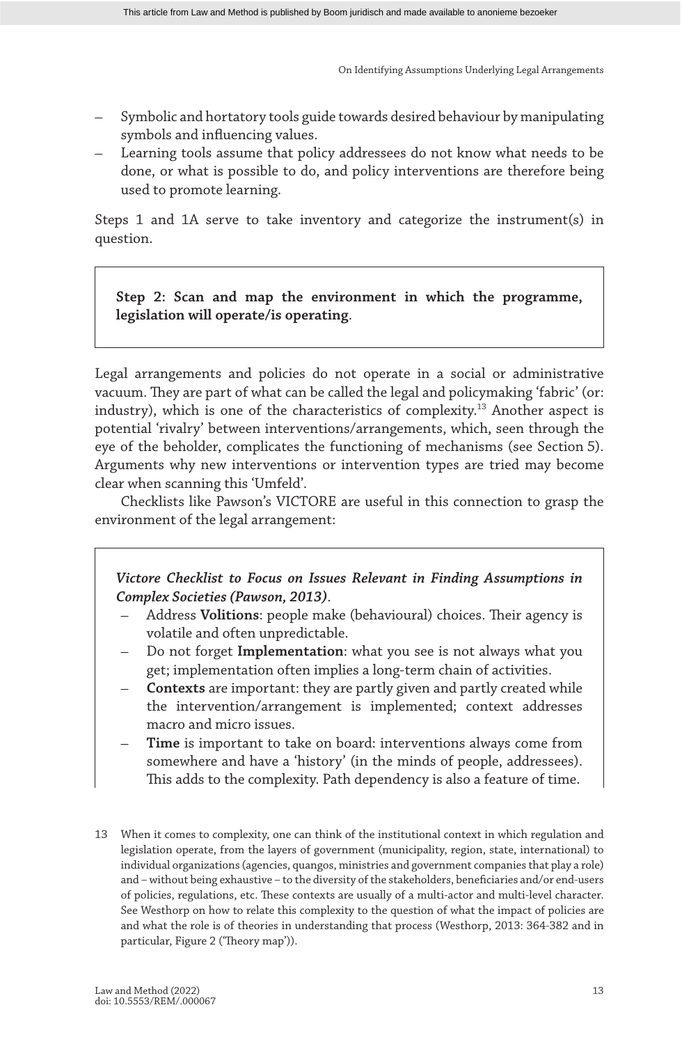- Symbolic and hortatory tools guide towards desired behaviour by manipulating symbols and influencing values.
- Learning tools assume that policy addressees do not know what needs to be done, or what is possible to do, and policy interventions are therefore being used to promote learning.

Steps 1 and 1A serve to take inventory and categorize the instrument(s) in question.

**Step 2: Scan and map the environment in which the programme, legislation will operate/is operating**.

Legal arrangements and policies do not operate in a social or administrative vacuum. They are part of what can be called the legal and policymaking 'fabric' (or: industry), which is one of the characteristics of complexity.[13] Another aspect is potential 'rivalry' between interventions/arrangements, which, seen through the eye of the beholder, complicates the functioning of mechanisms (see Section 5). Arguments why new interventions or intervention types are tried may become clear when scanning this 'Umfeld'.

Checklists like Pawson's VICTORE are useful in this connection to grasp the environment of the legal arrangement:

***Victore Checklist to Focus on Issues Relevant in Finding Assumptions in Complex Societies (Pawson, 2013)***.

- Address **Volitions**: people make (behavioural) choices. Their agency is volatile and often unpredictable.
- Do not forget **Implementation**: what you see is not always what you get; implementation often implies a long-term chain of activities.
- **Contexts** are important: they are partly given and partly created while the intervention/arrangement is implemented; context addresses macro and micro issues.
- **Time** is important to take on board: interventions always come from somewhere and have a 'history' (in the minds of people, addressees). This adds to the complexity. Path dependency is also a feature of time.

13 When it comes to complexity, one can think of the institutional context in which regulation and legislation operate, from the layers of government (municipality, region, state, international) to individual organizations (agencies, quangos, ministries and government companies that play a role) and – without being exhaustive – to the diversity of the stakeholders, beneficiaries and/or end-users of policies, regulations, etc. These contexts are usually of a multi-actor and multi-level character. See Westhorp on how to relate this complexity to the question of what the impact of policies are and what the role is of theories in understanding that process (Westhorp, 2013: 364-382 and in particular, Figure 2 ('Theory map')).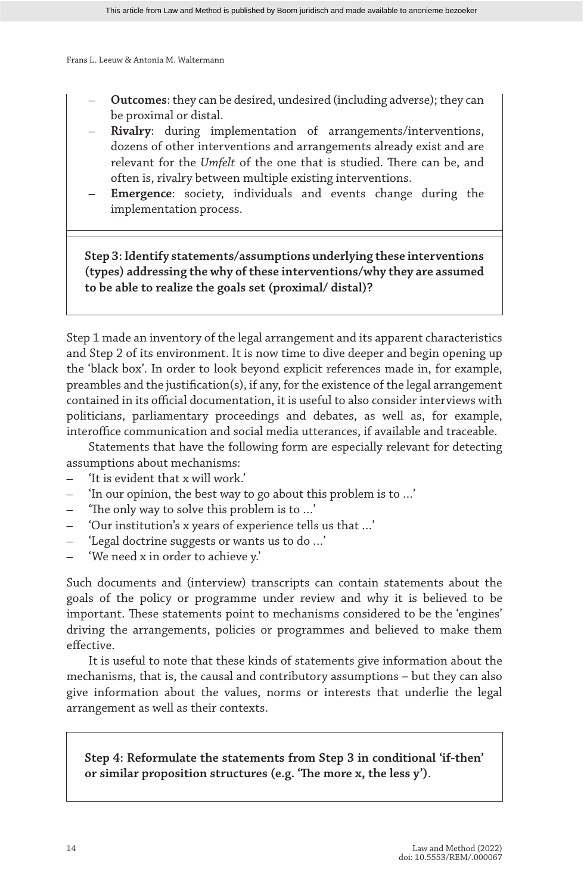- **Outcomes**: they can be desired, undesired (including adverse); they can be proximal or distal.
- **Rivalry**: during implementation of arrangements/interventions, dozens of other interventions and arrangements already exist and are relevant for the *Umfelt* of the one that is studied. There can be, and often is, rivalry between multiple existing interventions.
- **Emergence**: society, individuals and events change during the implementation process.

**Step 3: Identify statements/assumptions underlying these interventions (types) addressing the why of these interventions/why they are assumed to be able to realize the goals set (proximal/ distal)?**

Step 1 made an inventory of the legal arrangement and its apparent characteristics and Step 2 of its environment. It is now time to dive deeper and begin opening up the 'black box'. In order to look beyond explicit references made in, for example, preambles and the justification(s), if any, for the existence of the legal arrangement contained in its official documentation, it is useful to also consider interviews with politicians, parliamentary proceedings and debates, as well as, for example, interoffice communication and social media utterances, if available and traceable.

Statements that have the following form are especially relevant for detecting assumptions about mechanisms:

- 'It is evident that x will work.'
- 'In our opinion, the best way to go about this problem is to …'
- 'The only way to solve this problem is to …'
- 'Our institution's x years of experience tells us that …'
- 'Legal doctrine suggests or wants us to do …'
- 'We need x in order to achieve y.'

Such documents and (interview) transcripts can contain statements about the goals of the policy or programme under review and why it is believed to be important. These statements point to mechanisms considered to be the 'engines' driving the arrangements, policies or programmes and believed to make them effective.

It is useful to note that these kinds of statements give information about the mechanisms, that is, the causal and contributory assumptions – but they can also give information about the values, norms or interests that underlie the legal arrangement as well as their contexts.

**Step 4: Reformulate the statements from Step 3 in conditional 'if-then' or similar proposition structures (e.g. 'The more x, the less y')**.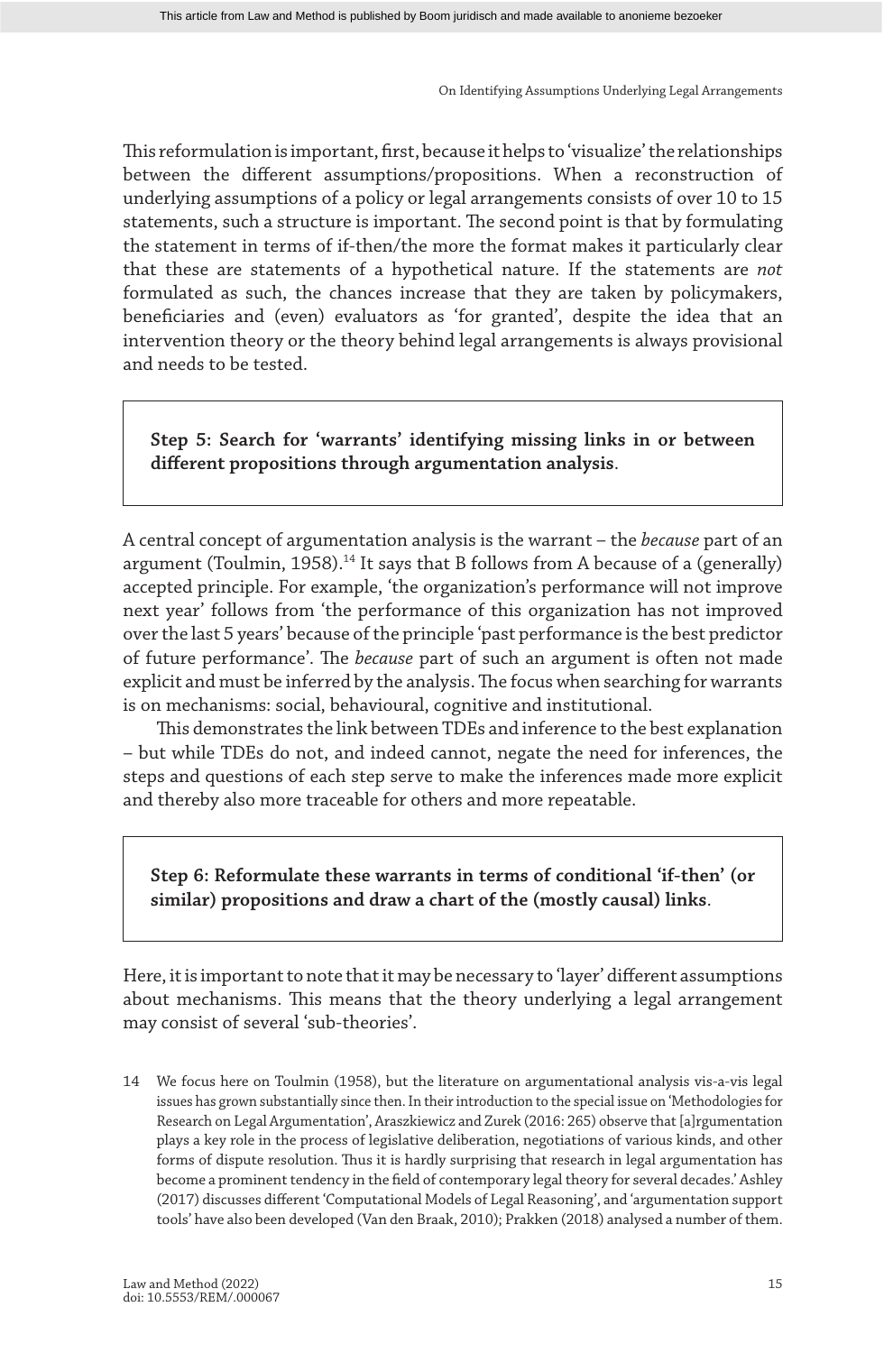This reformulation is important, first, because it helps to 'visualize' the relationships between the different assumptions/propositions. When a reconstruction of underlying assumptions of a policy or legal arrangements consists of over 10 to 15 statements, such a structure is important. The second point is that by formulating the statement in terms of if-then/the more the format makes it particularly clear that these are statements of a hypothetical nature. If the statements are *not* formulated as such, the chances increase that they are taken by policymakers, beneficiaries and (even) evaluators as 'for granted', despite the idea that an intervention theory or the theory behind legal arrangements is always provisional and needs to be tested.

> **Step 5: Search for 'warrants' identifying missing links in or between different propositions through argumentation analysis**.

A central concept of argumentation analysis is the warrant – the *because* part of an argument (Toulmin, 1958).[14] It says that B follows from A because of a (generally) accepted principle. For example, 'the organization's performance will not improve next year' follows from 'the performance of this organization has not improved over the last 5 years' because of the principle 'past performance is the best predictor of future performance'. The *because* part of such an argument is often not made explicit and must be inferred by the analysis. The focus when searching for warrants is on mechanisms: social, behavioural, cognitive and institutional.

This demonstrates the link between TDEs and inference to the best explanation – but while TDEs do not, and indeed cannot, negate the need for inferences, the steps and questions of each step serve to make the inferences made more explicit and thereby also more traceable for others and more repeatable.

> **Step 6: Reformulate these warrants in terms of conditional 'if-then' (or similar) propositions and draw a chart of the (mostly causal) links**.

Here, it is important to note that it may be necessary to 'layer' different assumptions about mechanisms. This means that the theory underlying a legal arrangement may consist of several 'sub-theories'.

14 We focus here on Toulmin (1958), but the literature on argumentational analysis vis-a-vis legal issues has grown substantially since then. In their introduction to the special issue on 'Methodologies for Research on Legal Argumentation', Araszkiewicz and Zurek (2016: 265) observe that [a]rgumentation plays a key role in the process of legislative deliberation, negotiations of various kinds, and other forms of dispute resolution. Thus it is hardly surprising that research in legal argumentation has become a prominent tendency in the field of contemporary legal theory for several decades.' Ashley (2017) discusses different 'Computational Models of Legal Reasoning', and 'argumentation support tools' have also been developed (Van den Braak, 2010); Prakken (2018) analysed a number of them.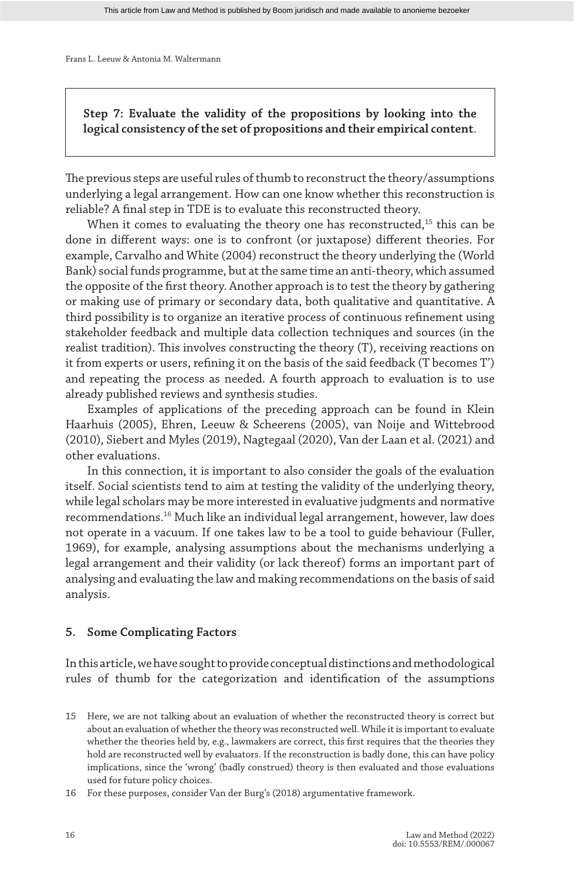**Step 7: Evaluate the validity of the propositions by looking into the logical consistency of the set of propositions and their empirical content**.

The previous steps are useful rules of thumb to reconstruct the theory/assumptions underlying a legal arrangement. How can one know whether this reconstruction is reliable? A final step in TDE is to evaluate this reconstructed theory.

When it comes to evaluating the theory one has reconstructed,[15] this can be done in different ways: one is to confront (or juxtapose) different theories. For example, Carvalho and White (2004) reconstruct the theory underlying the (World Bank) social funds programme, but at the same time an anti-theory, which assumed the opposite of the first theory. Another approach is to test the theory by gathering or making use of primary or secondary data, both qualitative and quantitative. A third possibility is to organize an iterative process of continuous refinement using stakeholder feedback and multiple data collection techniques and sources (in the realist tradition). This involves constructing the theory (T), receiving reactions on it from experts or users, refining it on the basis of the said feedback (T becomes T') and repeating the process as needed. A fourth approach to evaluation is to use already published reviews and synthesis studies.

Examples of applications of the preceding approach can be found in Klein Haarhuis (2005), Ehren, Leeuw & Scheerens (2005), van Noije and Wittebrood (2010), Siebert and Myles (2019), Nagtegaal (2020), Van der Laan et al. (2021) and other evaluations.

In this connection, it is important to also consider the goals of the evaluation itself. Social scientists tend to aim at testing the validity of the underlying theory, while legal scholars may be more interested in evaluative judgments and normative recommendations.[16] Much like an individual legal arrangement, however, law does not operate in a vacuum. If one takes law to be a tool to guide behaviour (Fuller, 1969), for example, analysing assumptions about the mechanisms underlying a legal arrangement and their validity (or lack thereof) forms an important part of analysing and evaluating the law and making recommendations on the basis of said analysis.

## 5. Some Complicating Factors

In this article, we have sought to provide conceptual distinctions and methodological rules of thumb for the categorization and identification of the assumptions

15 Here, we are not talking about an evaluation of whether the reconstructed theory is correct but about an evaluation of whether the theory was reconstructed well. While it is important to evaluate whether the theories held by, e.g., lawmakers are correct, this first requires that the theories they hold are reconstructed well by evaluators. If the reconstruction is badly done, this can have policy implications, since the 'wrong' (badly construed) theory is then evaluated and those evaluations used for future policy choices.

16 For these purposes, consider Van der Burg's (2018) argumentative framework.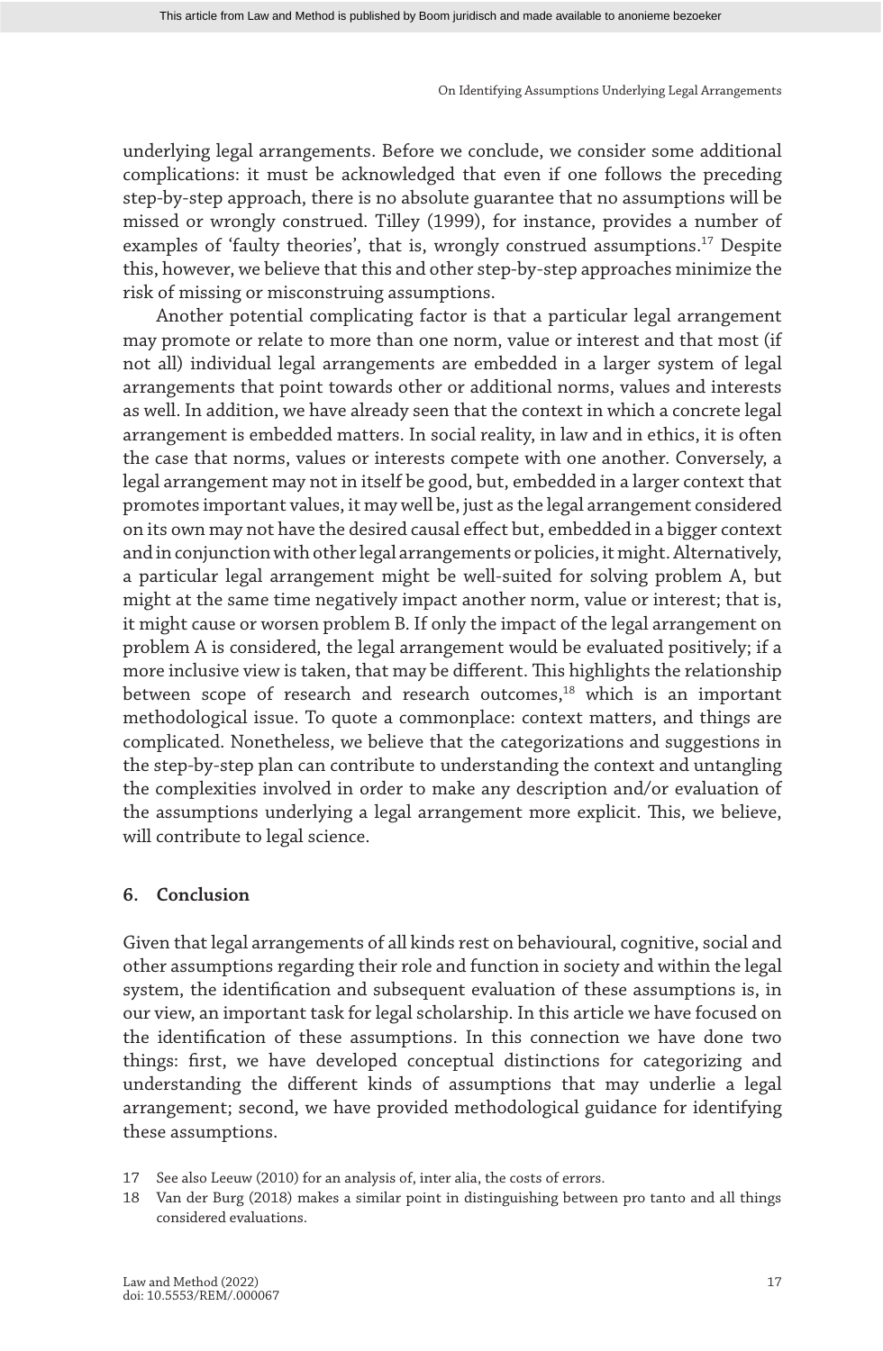underlying legal arrangements. Before we conclude, we consider some additional complications: it must be acknowledged that even if one follows the preceding step-by-step approach, there is no absolute guarantee that no assumptions will be missed or wrongly construed. Tilley (1999), for instance, provides a number of examples of 'faulty theories', that is, wrongly construed assumptions.[17] Despite this, however, we believe that this and other step-by-step approaches minimize the risk of missing or misconstruing assumptions.

Another potential complicating factor is that a particular legal arrangement may promote or relate to more than one norm, value or interest and that most (if not all) individual legal arrangements are embedded in a larger system of legal arrangements that point towards other or additional norms, values and interests as well. In addition, we have already seen that the context in which a concrete legal arrangement is embedded matters. In social reality, in law and in ethics, it is often the case that norms, values or interests compete with one another. Conversely, a legal arrangement may not in itself be good, but, embedded in a larger context that promotes important values, it may well be, just as the legal arrangement considered on its own may not have the desired causal effect but, embedded in a bigger context and in conjunction with other legal arrangements or policies, it might. Alternatively, a particular legal arrangement might be well-suited for solving problem A, but might at the same time negatively impact another norm, value or interest; that is, it might cause or worsen problem B. If only the impact of the legal arrangement on problem A is considered, the legal arrangement would be evaluated positively; if a more inclusive view is taken, that may be different. This highlights the relationship between scope of research and research outcomes,[18] which is an important methodological issue. To quote a commonplace: context matters, and things are complicated. Nonetheless, we believe that the categorizations and suggestions in the step-by-step plan can contribute to understanding the context and untangling the complexities involved in order to make any description and/or evaluation of the assumptions underlying a legal arrangement more explicit. This, we believe, will contribute to legal science.

## 6. Conclusion

Given that legal arrangements of all kinds rest on behavioural, cognitive, social and other assumptions regarding their role and function in society and within the legal system, the identification and subsequent evaluation of these assumptions is, in our view, an important task for legal scholarship. In this article we have focused on the identification of these assumptions. In this connection we have done two things: first, we have developed conceptual distinctions for categorizing and understanding the different kinds of assumptions that may underlie a legal arrangement; second, we have provided methodological guidance for identifying these assumptions.

17 See also Leeuw (2010) for an analysis of, inter alia, the costs of errors.

18 Van der Burg (2018) makes a similar point in distinguishing between pro tanto and all things considered evaluations.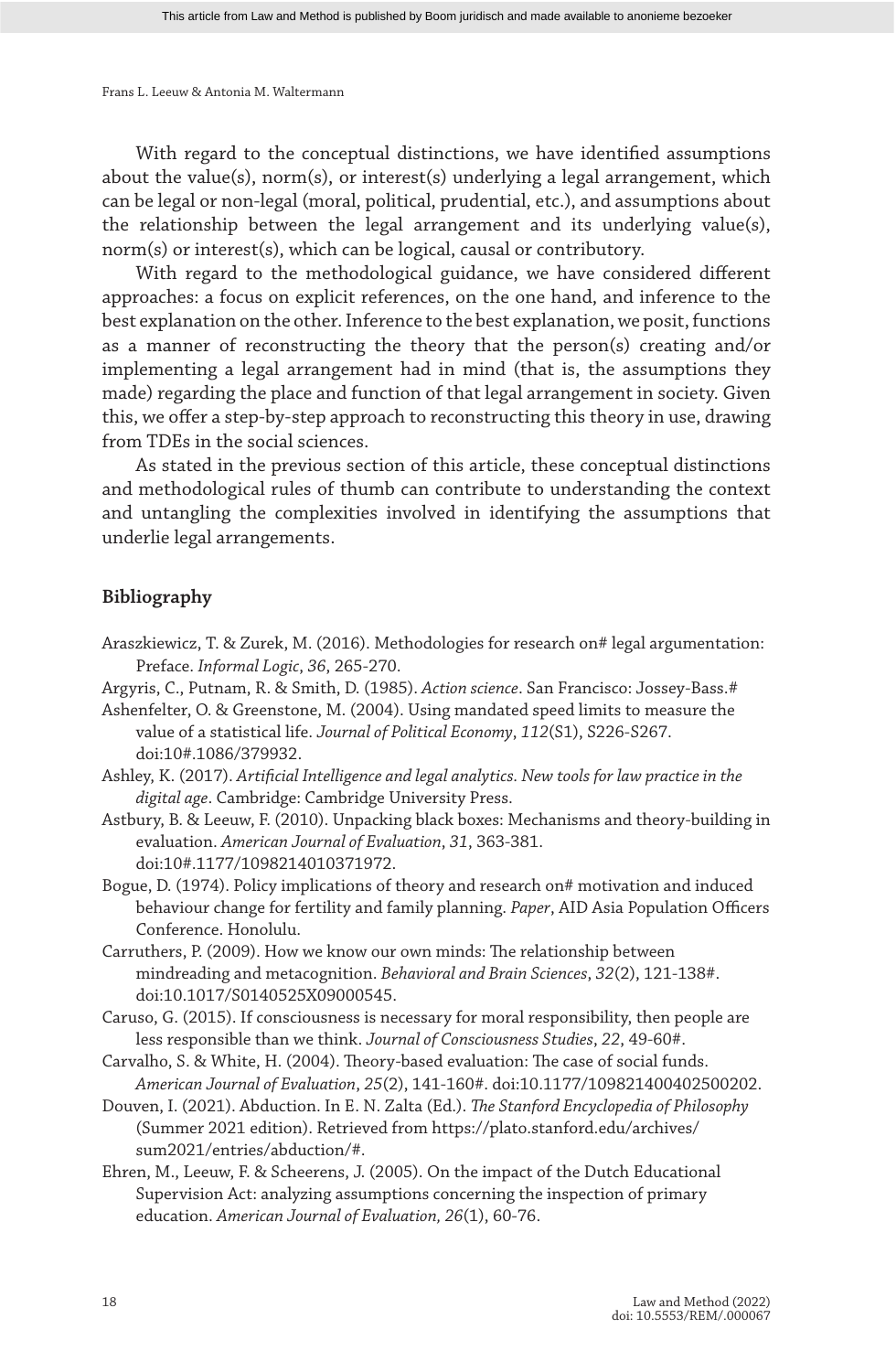With regard to the conceptual distinctions, we have identified assumptions about the value(s), norm(s), or interest(s) underlying a legal arrangement, which can be legal or non-legal (moral, political, prudential, etc.), and assumptions about the relationship between the legal arrangement and its underlying value(s), norm(s) or interest(s), which can be logical, causal or contributory.

With regard to the methodological guidance, we have considered different approaches: a focus on explicit references, on the one hand, and inference to the best explanation on the other. Inference to the best explanation, we posit, functions as a manner of reconstructing the theory that the person(s) creating and/or implementing a legal arrangement had in mind (that is, the assumptions they made) regarding the place and function of that legal arrangement in society. Given this, we offer a step-by-step approach to reconstructing this theory in use, drawing from TDEs in the social sciences.

As stated in the previous section of this article, these conceptual distinctions and methodological rules of thumb can contribute to understanding the context and untangling the complexities involved in identifying the assumptions that underlie legal arrangements.

## Bibliography

Araszkiewicz, T. & Zurek, M. (2016). Methodologies for research on# legal argumentation: Preface. *Informal Logic*, *36*, 265-270.

Argyris, C., Putnam, R. & Smith, D. (1985). *Action science*. San Francisco: Jossey-Bass.#

Ashenfelter, O. & Greenstone, M. (2004). Using mandated speed limits to measure the value of a statistical life. *Journal of Political Economy*, *112*(S1), S226-S267. doi:10#.1086/379932.

Ashley, K. (2017). *Artificial Intelligence and legal analytics. New tools for law practice in the digital age*. Cambridge: Cambridge University Press.

Astbury, B. & Leeuw, F. (2010). Unpacking black boxes: Mechanisms and theory-building in evaluation. *American Journal of Evaluation*, *31*, 363-381. doi:10#.1177/1098214010371972.

Bogue, D. (1974). Policy implications of theory and research on# motivation and induced behaviour change for fertility and family planning. *Paper*, AID Asia Population Officers Conference. Honolulu.

Carruthers, P. (2009). How we know our own minds: The relationship between mindreading and metacognition. *Behavioral and Brain Sciences*, *32*(2), 121-138#. doi:10.1017/S0140525X09000545.

Caruso, G. (2015). If consciousness is necessary for moral responsibility, then people are less responsible than we think. *Journal of Consciousness Studies*, *22*, 49-60#.

Carvalho, S. & White, H. (2004). Theory-based evaluation: The case of social funds. *American Journal of Evaluation*, *25*(2), 141-160#. doi:10.1177/109821400402500202.

Douven, I. (2021). Abduction. In E. N. Zalta (Ed.). *The Stanford Encyclopedia of Philosophy* (Summer 2021 edition). Retrieved from https://plato.stanford.edu/archives/sum2021/entries/abduction/#.

Ehren, M., Leeuw, F. & Scheerens, J. (2005). On the impact of the Dutch Educational Supervision Act: analyzing assumptions concerning the inspection of primary education. *American Journal of Evaluation, 26*(1), 60-76.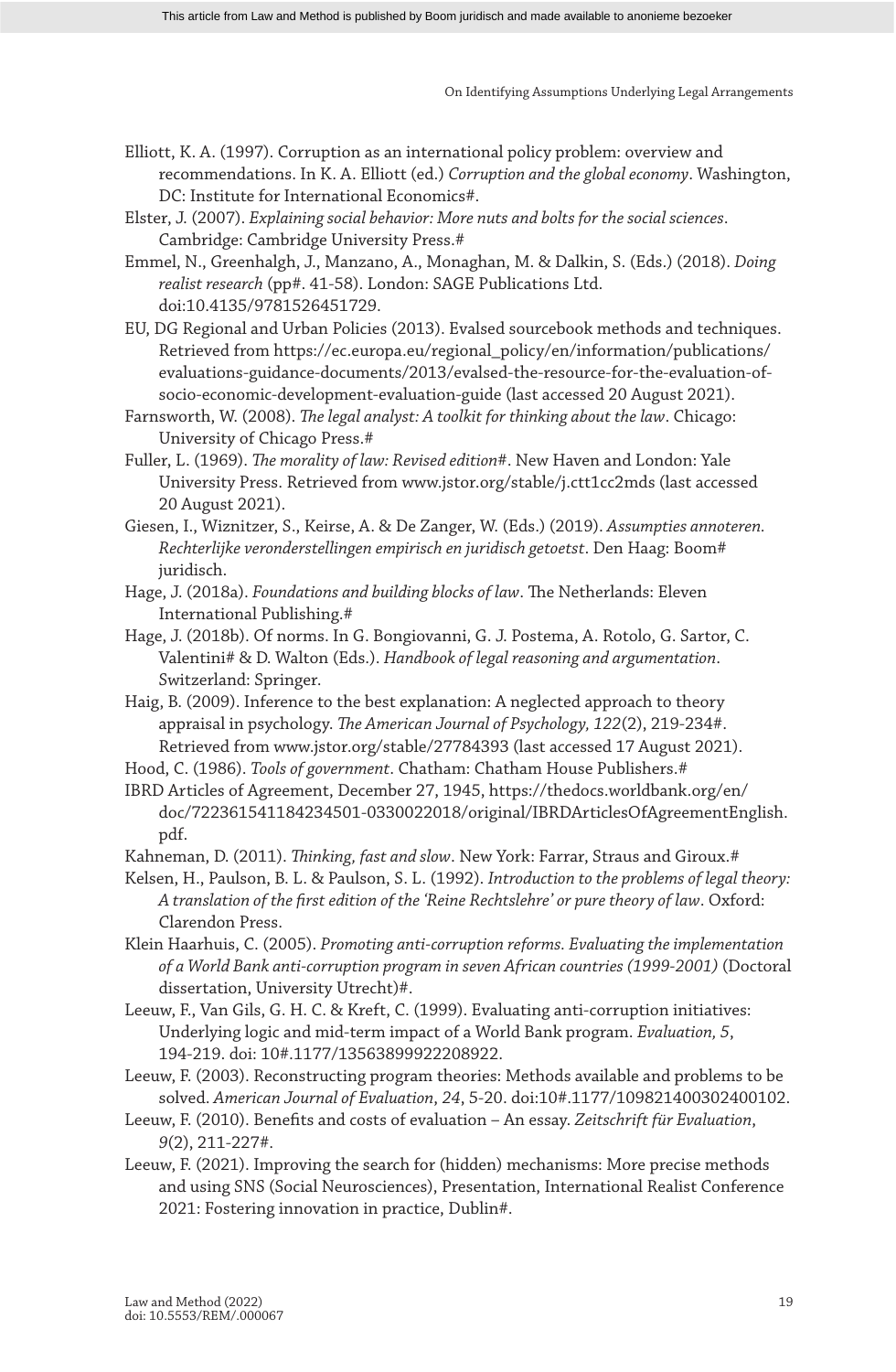Elliott, K. A. (1997). Corruption as an international policy problem: overview and recommendations. In K. A. Elliott (ed.) *Corruption and the global economy*. Washington, DC: Institute for International Economics#.

Elster, J. (2007). *Explaining social behavior: More nuts and bolts for the social sciences*. Cambridge: Cambridge University Press.#

Emmel, N., Greenhalgh, J., Manzano, A., Monaghan, M. & Dalkin, S. (Eds.) (2018). *Doing realist research* (pp#. 41-58). London: SAGE Publications Ltd. doi:10.4135/9781526451729.

EU, DG Regional and Urban Policies (2013). Evalsed sourcebook methods and techniques. Retrieved from https://ec.europa.eu/regional_policy/en/information/publications/evaluations-guidance-documents/2013/evalsed-the-resource-for-the-evaluation-of-socio-economic-development-evaluation-guide (last accessed 20 August 2021).

Farnsworth, W. (2008). *The legal analyst: A toolkit for thinking about the law*. Chicago: University of Chicago Press.#

Fuller, L. (1969). *The morality of law: Revised edition*#. New Haven and London: Yale University Press. Retrieved from www.jstor.org/stable/j.ctt1cc2mds (last accessed 20 August 2021).

Giesen, I., Wiznitzer, S., Keirse, A. & De Zanger, W. (Eds.) (2019). *Assumpties annoteren. Rechterlijke veronderstellingen empirisch en juridisch getoetst*. Den Haag: Boom# juridisch.

Hage, J. (2018a). *Foundations and building blocks of law*. The Netherlands: Eleven International Publishing.#

Hage, J. (2018b). Of norms. In G. Bongiovanni, G. J. Postema, A. Rotolo, G. Sartor, C. Valentini# & D. Walton (Eds.). *Handbook of legal reasoning and argumentation*. Switzerland: Springer.

Haig, B. (2009). Inference to the best explanation: A neglected approach to theory appraisal in psychology. *The American Journal of Psychology, 122*(2), 219-234#. Retrieved from www.jstor.org/stable/27784393 (last accessed 17 August 2021).

Hood, C. (1986). *Tools of government*. Chatham: Chatham House Publishers.#

IBRD Articles of Agreement, December 27, 1945, https://thedocs.worldbank.org/en/doc/722361541184234501-0330022018/original/IBRDArticlesOfAgreementEnglish.pdf.

Kahneman, D. (2011). *Thinking, fast and slow*. New York: Farrar, Straus and Giroux.#

Kelsen, H., Paulson, B. L. & Paulson, S. L. (1992). *Introduction to the problems of legal theory: A translation of the first edition of the 'Reine Rechtslehre' or pure theory of law*. Oxford: Clarendon Press.

Klein Haarhuis, C. (2005). *Promoting anti-corruption reforms. Evaluating the implementation of a World Bank anti-corruption program in seven African countries (1999-2001)* (Doctoral dissertation, University Utrecht)#.

Leeuw, F., Van Gils, G. H. C. & Kreft, C. (1999). Evaluating anti-corruption initiatives: Underlying logic and mid-term impact of a World Bank program. *Evaluation, 5*, 194-219. doi: 10#.1177/13563899922208922.

Leeuw, F. (2003). Reconstructing program theories: Methods available and problems to be solved. *American Journal of Evaluation*, *24*, 5-20. doi:10#.1177/109821400302400102.

Leeuw, F. (2010). Benefits and costs of evaluation – An essay. *Zeitschrift für Evaluation*, *9*(2), 211-227#.

Leeuw, F. (2021). Improving the search for (hidden) mechanisms: More precise methods and using SNS (Social Neurosciences), Presentation, International Realist Conference 2021: Fostering innovation in practice, Dublin#.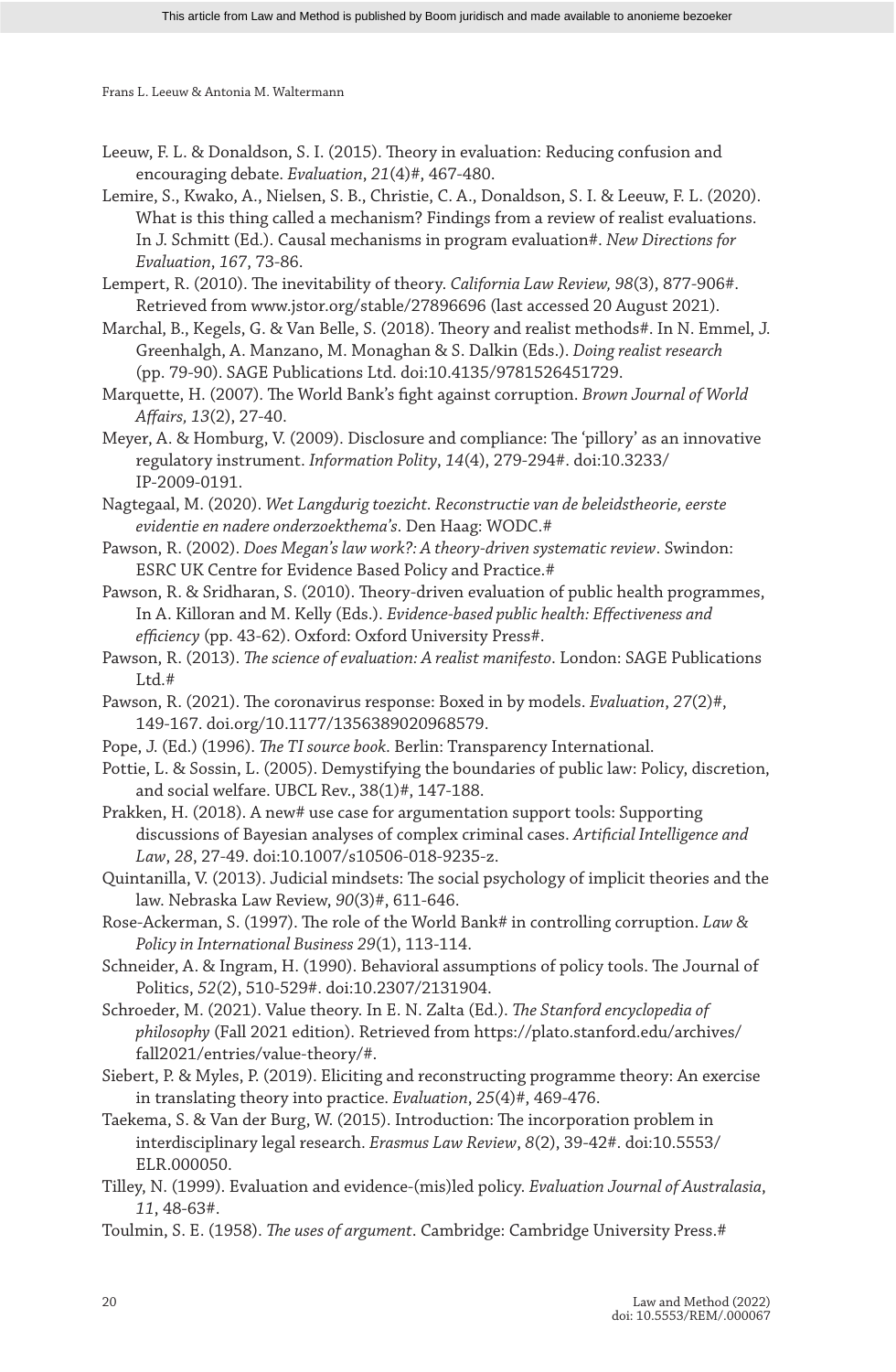Leeuw, F. L. & Donaldson, S. I. (2015). Theory in evaluation: Reducing confusion and encouraging debate. *Evaluation*, *21*(4)#, 467-480.

Lemire, S., Kwako, A., Nielsen, S. B., Christie, C. A., Donaldson, S. I. & Leeuw, F. L. (2020). What is this thing called a mechanism? Findings from a review of realist evaluations. In J. Schmitt (Ed.). Causal mechanisms in program evaluation#. *New Directions for Evaluation*, *167*, 73-86.

Lempert, R. (2010). The inevitability of theory. *California Law Review, 98*(3), 877-906#. Retrieved from www.jstor.org/stable/27896696 (last accessed 20 August 2021).

Marchal, B., Kegels, G. & Van Belle, S. (2018). Theory and realist methods#. In N. Emmel, J. Greenhalgh, A. Manzano, M. Monaghan & S. Dalkin (Eds.). *Doing realist research* (pp. 79-90). SAGE Publications Ltd. doi:10.4135/9781526451729.

Marquette, H. (2007). The World Bank's fight against corruption. *Brown Journal of World Affairs, 13*(2), 27-40.

Meyer, A. & Homburg, V. (2009). Disclosure and compliance: The 'pillory' as an innovative regulatory instrument. *Information Polity*, *14*(4), 279-294#. doi:10.3233/IP-2009-0191.

Nagtegaal, M. (2020). *Wet Langdurig toezicht. Reconstructie van de beleidstheorie, eerste evidentie en nadere onderzoekthema's*. Den Haag: WODC.#

Pawson, R. (2002). *Does Megan's law work?: A theory-driven systematic review*. Swindon: ESRC UK Centre for Evidence Based Policy and Practice.#

Pawson, R. & Sridharan, S. (2010). Theory-driven evaluation of public health programmes, In A. Killoran and M. Kelly (Eds.). *Evidence-based public health: Effectiveness and efficiency* (pp. 43-62). Oxford: Oxford University Press#.

Pawson, R. (2013). *The science of evaluation: A realist manifesto*. London: SAGE Publications Ltd.#

Pawson, R. (2021). The coronavirus response: Boxed in by models. *Evaluation*, *27*(2)#, 149-167. doi.org/10.1177/1356389020968579.

Pope, J. (Ed.) (1996). *The TI source book*. Berlin: Transparency International.

Pottie, L. & Sossin, L. (2005). Demystifying the boundaries of public law: Policy, discretion, and social welfare. UBCL Rev., 38(1)#, 147-188.

Prakken, H. (2018). A new# use case for argumentation support tools: Supporting discussions of Bayesian analyses of complex criminal cases. *Artificial Intelligence and Law*, *28*, 27-49. doi:10.1007/s10506-018-9235-z.

Quintanilla, V. (2013). Judicial mindsets: The social psychology of implicit theories and the law. Nebraska Law Review, *90*(3)#, 611-646.

Rose-Ackerman, S. (1997). The role of the World Bank# in controlling corruption. *Law & Policy in International Business 29*(1), 113-114.

Schneider, A. & Ingram, H. (1990). Behavioral assumptions of policy tools. The Journal of Politics, *52*(2), 510-529#. doi:10.2307/2131904.

Schroeder, M. (2021). Value theory. In E. N. Zalta (Ed.). *The Stanford encyclopedia of philosophy* (Fall 2021 edition). Retrieved from https://plato.stanford.edu/archives/fall2021/entries/value-theory/#.

Siebert, P. & Myles, P. (2019). Eliciting and reconstructing programme theory: An exercise in translating theory into practice. *Evaluation*, *25*(4)#, 469-476.

Taekema, S. & Van der Burg, W. (2015). Introduction: The incorporation problem in interdisciplinary legal research. *Erasmus Law Review*, *8*(2), 39-42#. doi:10.5553/ELR.000050.

Tilley, N. (1999). Evaluation and evidence-(mis)led policy. *Evaluation Journal of Australasia*, *11*, 48-63#.

Toulmin, S. E. (1958). *The uses of argument*. Cambridge: Cambridge University Press.#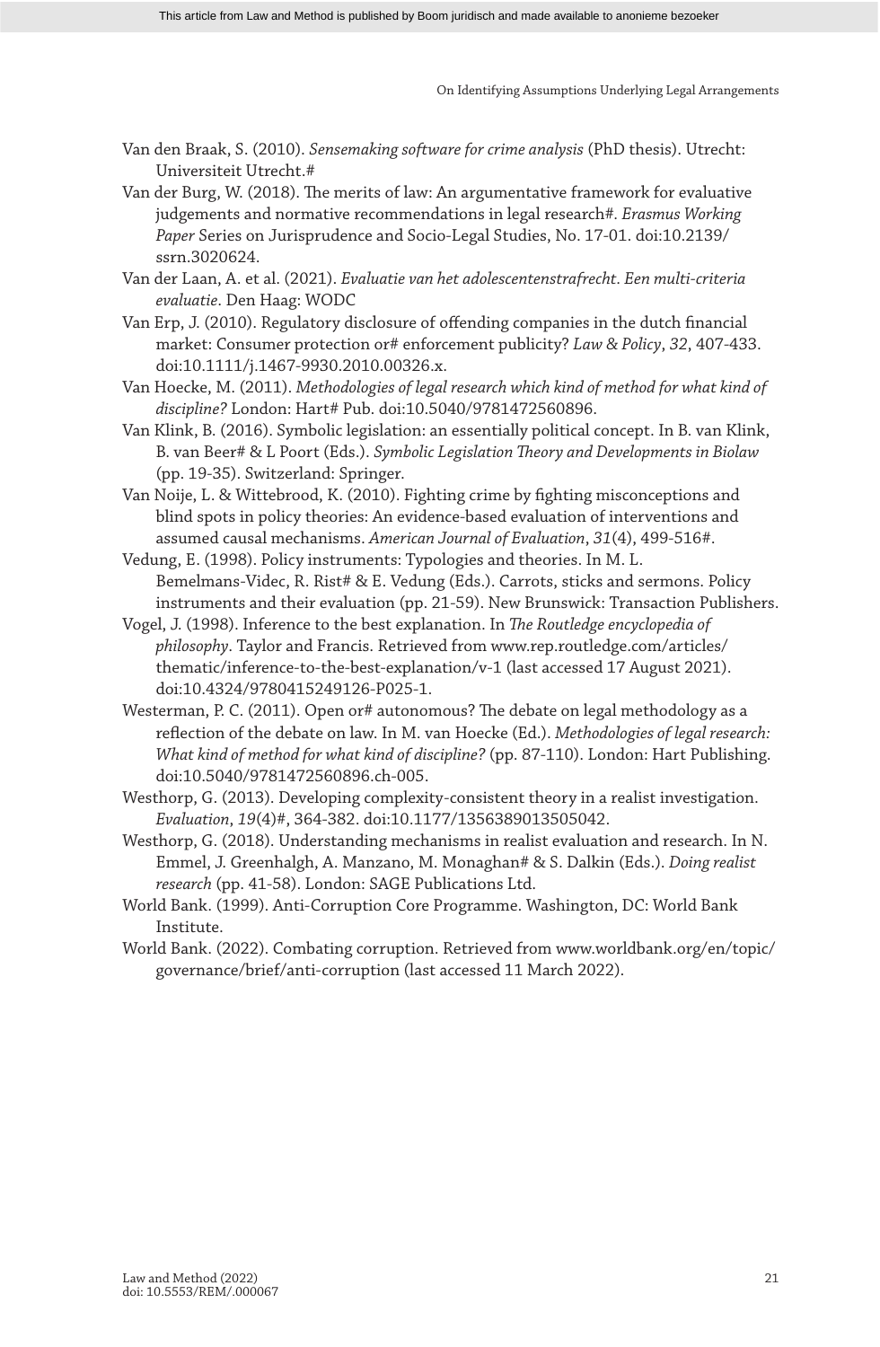Van den Braak, S. (2010). *Sensemaking software for crime analysis* (PhD thesis). Utrecht: Universiteit Utrecht.#

Van der Burg, W. (2018). The merits of law: An argumentative framework for evaluative judgements and normative recommendations in legal research#. *Erasmus Working Paper* Series on Jurisprudence and Socio-Legal Studies, No. 17-01. doi:10.2139/ssrn.3020624.

Van der Laan, A. et al. (2021). *Evaluatie van het adolescentenstrafrecht. Een multi-criteria evaluatie*. Den Haag: WODC

Van Erp, J. (2010). Regulatory disclosure of offending companies in the dutch financial market: Consumer protection or# enforcement publicity? *Law & Policy*, *32*, 407-433. doi:10.1111/j.1467-9930.2010.00326.x.

Van Hoecke, M. (2011). *Methodologies of legal research which kind of method for what kind of discipline?* London: Hart# Pub. doi:10.5040/9781472560896.

Van Klink, B. (2016). Symbolic legislation: an essentially political concept. In B. van Klink, B. van Beer# & L Poort (Eds.). *Symbolic Legislation Theory and Developments in Biolaw* (pp. 19-35). Switzerland: Springer.

Van Noije, L. & Wittebrood, K. (2010). Fighting crime by fighting misconceptions and blind spots in policy theories: An evidence-based evaluation of interventions and assumed causal mechanisms. *American Journal of Evaluation*, *31*(4), 499-516#.

Vedung, E. (1998). Policy instruments: Typologies and theories. In M. L. Bemelmans-Videc, R. Rist# & E. Vedung (Eds.). Carrots, sticks and sermons. Policy instruments and their evaluation (pp. 21-59). New Brunswick: Transaction Publishers.

Vogel, J. (1998). Inference to the best explanation. In *The Routledge encyclopedia of philosophy*. Taylor and Francis. Retrieved from www.rep.routledge.com/articles/thematic/inference-to-the-best-explanation/v-1 (last accessed 17 August 2021). doi:10.4324/9780415249126-P025-1.

Westerman, P. C. (2011). Open or# autonomous? The debate on legal methodology as a reflection of the debate on law. In M. van Hoecke (Ed.). *Methodologies of legal research: What kind of method for what kind of discipline?* (pp. 87-110). London: Hart Publishing. doi:10.5040/9781472560896.ch-005.

Westhorp, G. (2013). Developing complexity-consistent theory in a realist investigation. *Evaluation*, *19*(4)#, 364-382. doi:10.1177/1356389013505042.

Westhorp, G. (2018). Understanding mechanisms in realist evaluation and research. In N. Emmel, J. Greenhalgh, A. Manzano, M. Monaghan# & S. Dalkin (Eds.). *Doing realist research* (pp. 41-58). London: SAGE Publications Ltd.

World Bank. (1999). Anti-Corruption Core Programme. Washington, DC: World Bank Institute.

World Bank. (2022). Combating corruption. Retrieved from www.worldbank.org/en/topic/governance/brief/anti-corruption (last accessed 11 March 2022).